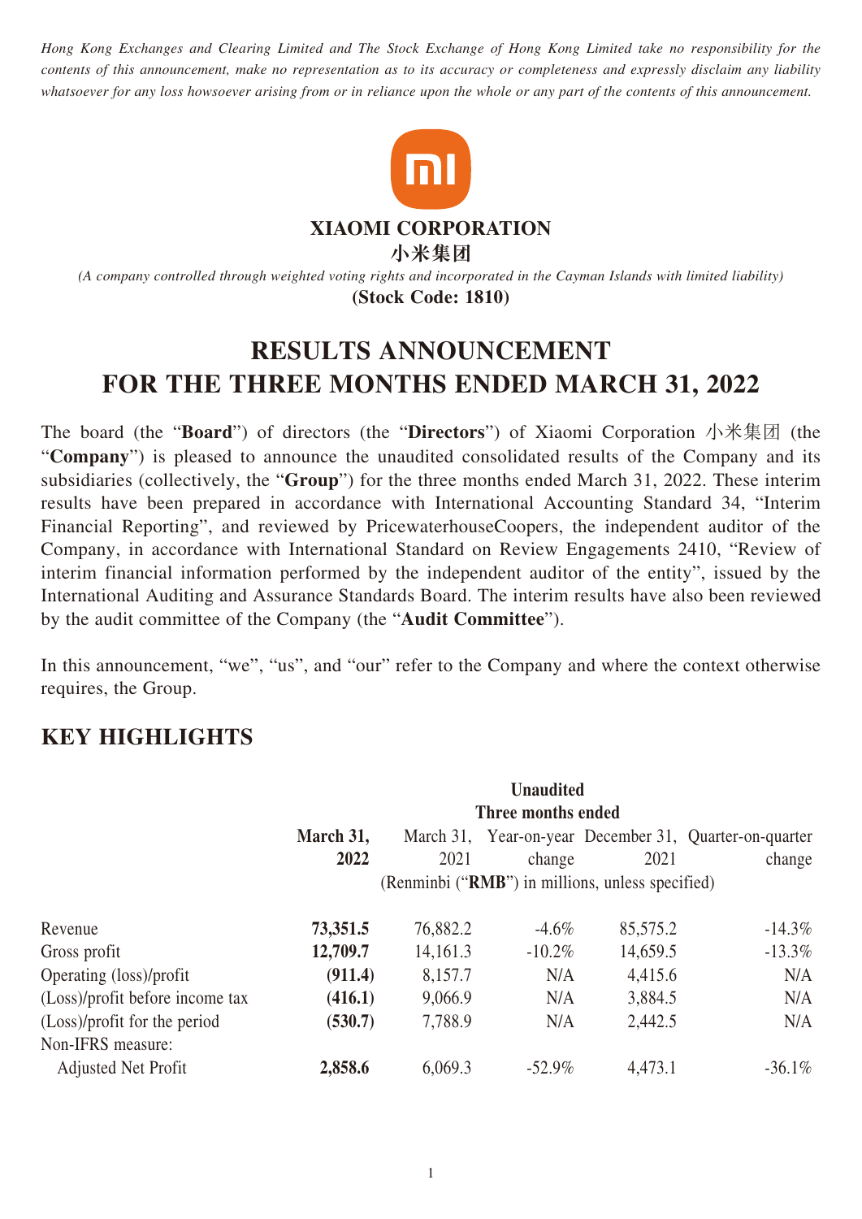*Hong Kong Exchanges and Clearing Limited and The Stock Exchange of Hong Kong Limited take no responsibility for the contents of this announcement, make no representation as to its accuracy or completeness and expressly disclaim any liability whatsoever for any loss howsoever arising from or in reliance upon the whole or any part of the contents of this announcement.*

**XIAOMI CORPORATION**
**小米集团**

*(A company controlled through weighted voting rights and incorporated in the Cayman Islands with limited liability)*
**(Stock Code: 1810)**

# RESULTS ANNOUNCEMENT FOR THE THREE MONTHS ENDED MARCH 31, 2022

The board (the "**Board**") of directors (the "**Directors**") of Xiaomi Corporation 小米集团 (the "**Company**") is pleased to announce the unaudited consolidated results of the Company and its subsidiaries (collectively, the "**Group**") for the three months ended March 31, 2022. These interim results have been prepared in accordance with International Accounting Standard 34, "Interim Financial Reporting", and reviewed by PricewaterhouseCoopers, the independent auditor of the Company, in accordance with International Standard on Review Engagements 2410, "Review of interim financial information performed by the independent auditor of the entity", issued by the International Auditing and Assurance Standards Board. The interim results have also been reviewed by the audit committee of the Company (the "**Audit Committee**").

In this announcement, "we", "us", and "our" refer to the Company and where the context otherwise requires, the Group.

## KEY HIGHLIGHTS

| | **Unaudited** | | | | |
|---|---|---|---|---|---|
| | **Three months ended** | | | | |
| | **March 31, 2022** | March 31, 2021 | Year-on-year change | December 31, 2021 | Quarter-on-quarter change |
| | (Renminbi ("**RMB**") in millions, unless specified) | | | | |
| Revenue | **73,351.5** | 76,882.2 | -4.6% | 85,575.2 | -14.3% |
| Gross profit | **12,709.7** | 14,161.3 | -10.2% | 14,659.5 | -13.3% |
| Operating (loss)/profit | **(911.4)** | 8,157.7 | N/A | 4,415.6 | N/A |
| (Loss)/profit before income tax | **(416.1)** | 9,066.9 | N/A | 3,884.5 | N/A |
| (Loss)/profit for the period | **(530.7)** | 7,788.9 | N/A | 2,442.5 | N/A |
| Non-IFRS measure: | | | | | |
| Adjusted Net Profit | **2,858.6** | 6,069.3 | -52.9% | 4,473.1 | -36.1% |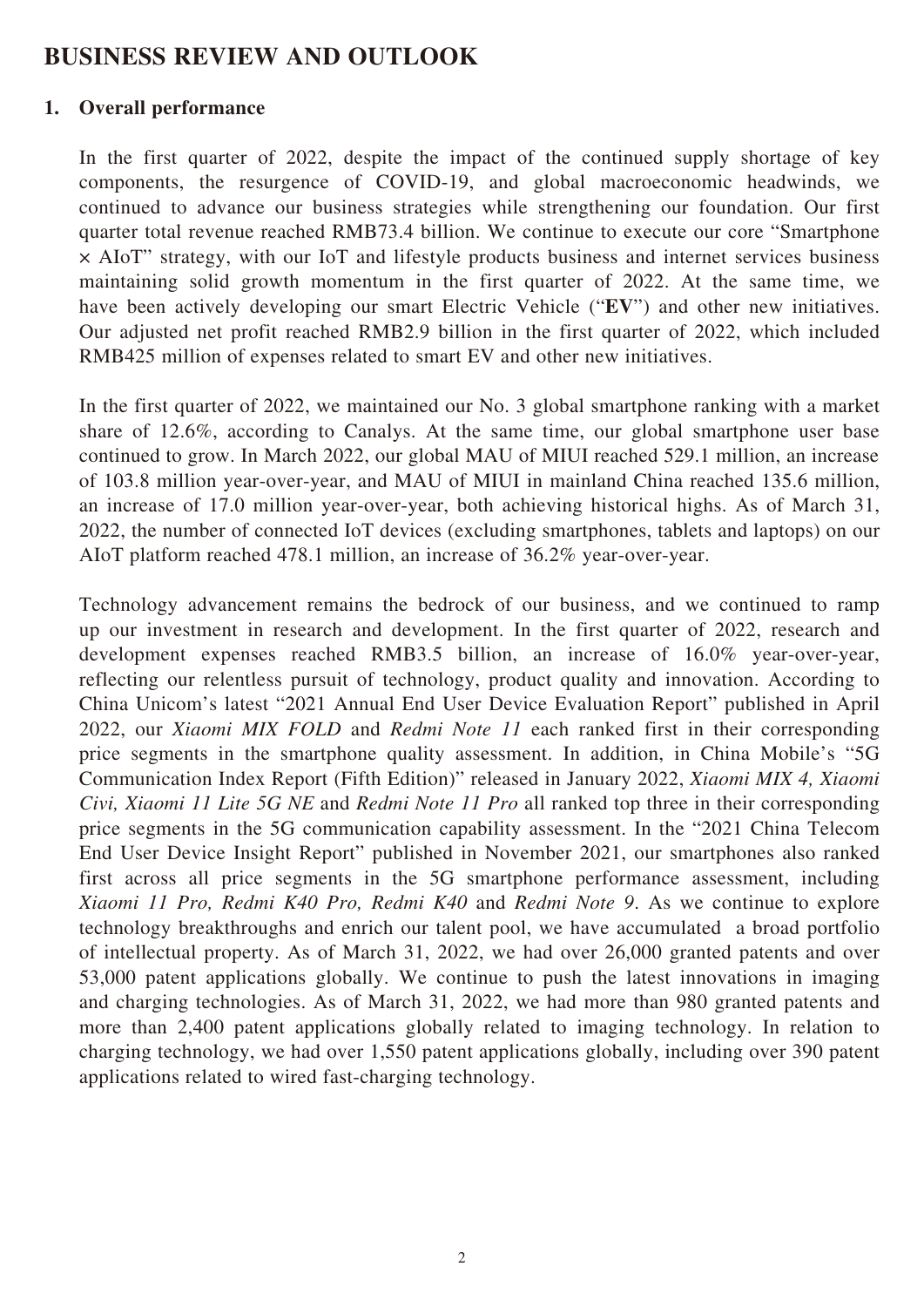# BUSINESS REVIEW AND OUTLOOK

## 1. Overall performance

In the first quarter of 2022, despite the impact of the continued supply shortage of key components, the resurgence of COVID-19, and global macroeconomic headwinds, we continued to advance our business strategies while strengthening our foundation. Our first quarter total revenue reached RMB73.4 billion. We continue to execute our core "Smartphone × AIoT" strategy, with our IoT and lifestyle products business and internet services business maintaining solid growth momentum in the first quarter of 2022. At the same time, we have been actively developing our smart Electric Vehicle ("**EV**") and other new initiatives. Our adjusted net profit reached RMB2.9 billion in the first quarter of 2022, which included RMB425 million of expenses related to smart EV and other new initiatives.

In the first quarter of 2022, we maintained our No. 3 global smartphone ranking with a market share of 12.6%, according to Canalys. At the same time, our global smartphone user base continued to grow. In March 2022, our global MAU of MIUI reached 529.1 million, an increase of 103.8 million year-over-year, and MAU of MIUI in mainland China reached 135.6 million, an increase of 17.0 million year-over-year, both achieving historical highs. As of March 31, 2022, the number of connected IoT devices (excluding smartphones, tablets and laptops) on our AIoT platform reached 478.1 million, an increase of 36.2% year-over-year.

Technology advancement remains the bedrock of our business, and we continued to ramp up our investment in research and development. In the first quarter of 2022, research and development expenses reached RMB3.5 billion, an increase of 16.0% year-over-year, reflecting our relentless pursuit of technology, product quality and innovation. According to China Unicom's latest "2021 Annual End User Device Evaluation Report" published in April 2022, our *Xiaomi MIX FOLD* and *Redmi Note 11* each ranked first in their corresponding price segments in the smartphone quality assessment. In addition, in China Mobile's "5G Communication Index Report (Fifth Edition)" released in January 2022, *Xiaomi MIX 4, Xiaomi Civi, Xiaomi 11 Lite 5G NE* and *Redmi Note 11 Pro* all ranked top three in their corresponding price segments in the 5G communication capability assessment. In the "2021 China Telecom End User Device Insight Report" published in November 2021, our smartphones also ranked first across all price segments in the 5G smartphone performance assessment, including *Xiaomi 11 Pro, Redmi K40 Pro, Redmi K40* and *Redmi Note 9*. As we continue to explore technology breakthroughs and enrich our talent pool, we have accumulated a broad portfolio of intellectual property. As of March 31, 2022, we had over 26,000 granted patents and over 53,000 patent applications globally. We continue to push the latest innovations in imaging and charging technologies. As of March 31, 2022, we had more than 980 granted patents and more than 2,400 patent applications globally related to imaging technology. In relation to charging technology, we had over 1,550 patent applications globally, including over 390 patent applications related to wired fast-charging technology.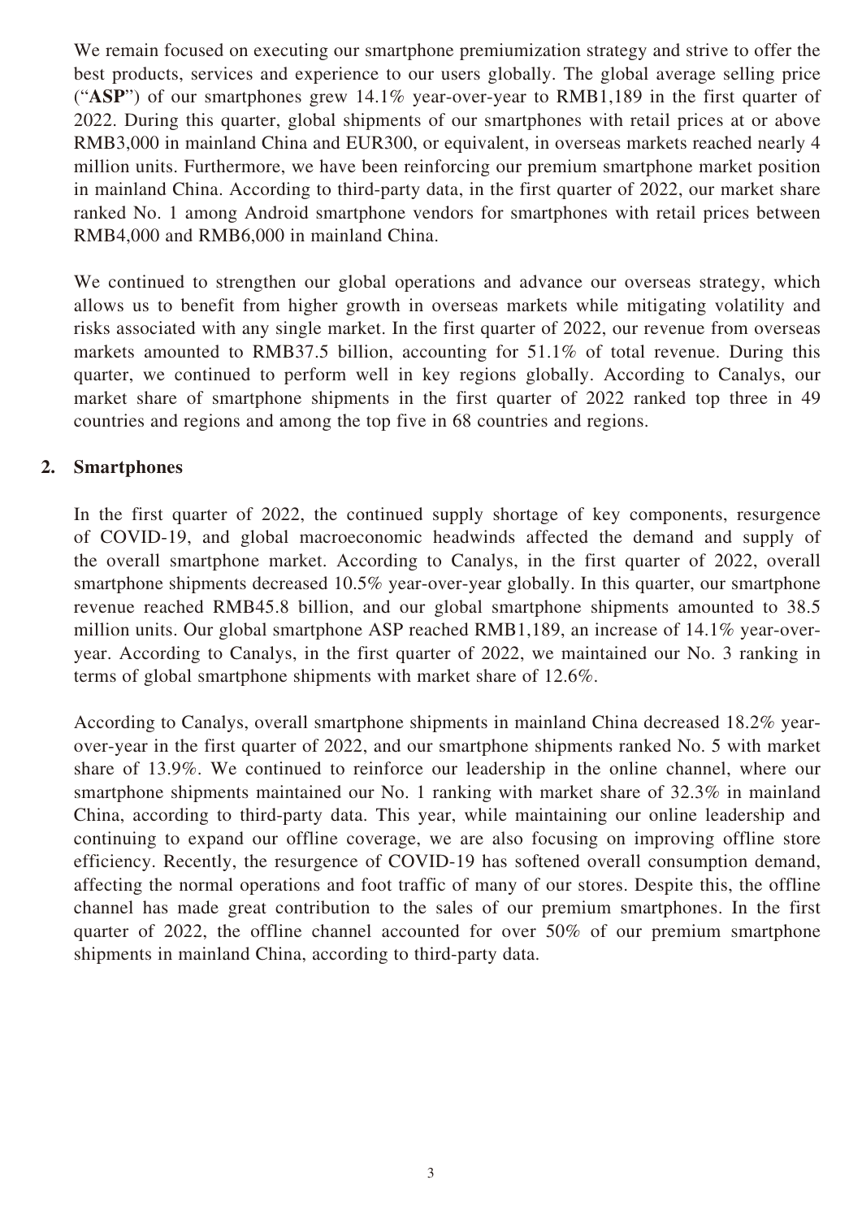We remain focused on executing our smartphone premiumization strategy and strive to offer the best products, services and experience to our users globally. The global average selling price ("**ASP**") of our smartphones grew 14.1% year-over-year to RMB1,189 in the first quarter of 2022. During this quarter, global shipments of our smartphones with retail prices at or above RMB3,000 in mainland China and EUR300, or equivalent, in overseas markets reached nearly 4 million units. Furthermore, we have been reinforcing our premium smartphone market position in mainland China. According to third-party data, in the first quarter of 2022, our market share ranked No. 1 among Android smartphone vendors for smartphones with retail prices between RMB4,000 and RMB6,000 in mainland China.

We continued to strengthen our global operations and advance our overseas strategy, which allows us to benefit from higher growth in overseas markets while mitigating volatility and risks associated with any single market. In the first quarter of 2022, our revenue from overseas markets amounted to RMB37.5 billion, accounting for 51.1% of total revenue. During this quarter, we continued to perform well in key regions globally. According to Canalys, our market share of smartphone shipments in the first quarter of 2022 ranked top three in 49 countries and regions and among the top five in 68 countries and regions.

## 2. Smartphones

In the first quarter of 2022, the continued supply shortage of key components, resurgence of COVID-19, and global macroeconomic headwinds affected the demand and supply of the overall smartphone market. According to Canalys, in the first quarter of 2022, overall smartphone shipments decreased 10.5% year-over-year globally. In this quarter, our smartphone revenue reached RMB45.8 billion, and our global smartphone shipments amounted to 38.5 million units. Our global smartphone ASP reached RMB1,189, an increase of 14.1% year-over-year. According to Canalys, in the first quarter of 2022, we maintained our No. 3 ranking in terms of global smartphone shipments with market share of 12.6%.

According to Canalys, overall smartphone shipments in mainland China decreased 18.2% year-over-year in the first quarter of 2022, and our smartphone shipments ranked No. 5 with market share of 13.9%. We continued to reinforce our leadership in the online channel, where our smartphone shipments maintained our No. 1 ranking with market share of 32.3% in mainland China, according to third-party data. This year, while maintaining our online leadership and continuing to expand our offline coverage, we are also focusing on improving offline store efficiency. Recently, the resurgence of COVID-19 has softened overall consumption demand, affecting the normal operations and foot traffic of many of our stores. Despite this, the offline channel has made great contribution to the sales of our premium smartphones. In the first quarter of 2022, the offline channel accounted for over 50% of our premium smartphone shipments in mainland China, according to third-party data.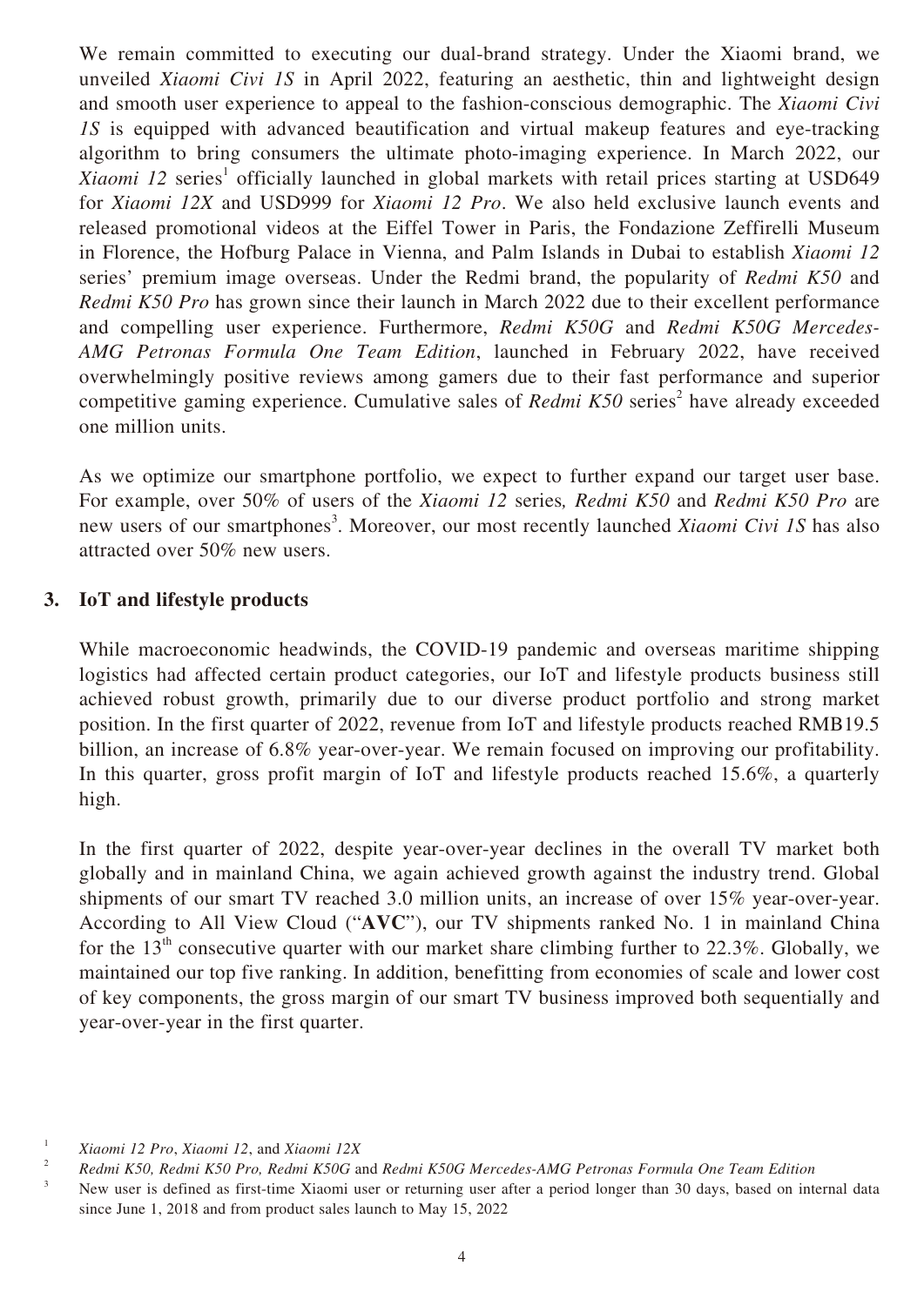We remain committed to executing our dual-brand strategy. Under the Xiaomi brand, we unveiled *Xiaomi Civi 1S* in April 2022, featuring an aesthetic, thin and lightweight design and smooth user experience to appeal to the fashion-conscious demographic. The *Xiaomi Civi 1S* is equipped with advanced beautification and virtual makeup features and eye-tracking algorithm to bring consumers the ultimate photo-imaging experience. In March 2022, our *Xiaomi 12* series[1] officially launched in global markets with retail prices starting at USD649 for *Xiaomi 12X* and USD999 for *Xiaomi 12 Pro*. We also held exclusive launch events and released promotional videos at the Eiffel Tower in Paris, the Fondazione Zeffirelli Museum in Florence, the Hofburg Palace in Vienna, and Palm Islands in Dubai to establish *Xiaomi 12* series' premium image overseas. Under the Redmi brand, the popularity of *Redmi K50* and *Redmi K50 Pro* has grown since their launch in March 2022 due to their excellent performance and compelling user experience. Furthermore, *Redmi K50G* and *Redmi K50G Mercedes-AMG Petronas Formula One Team Edition*, launched in February 2022, have received overwhelmingly positive reviews among gamers due to their fast performance and superior competitive gaming experience. Cumulative sales of *Redmi K50* series[2] have already exceeded one million units.

As we optimize our smartphone portfolio, we expect to further expand our target user base. For example, over 50% of users of the *Xiaomi 12* series*, Redmi K50* and *Redmi K50 Pro* are new users of our smartphones[3]. Moreover, our most recently launched *Xiaomi Civi 1S* has also attracted over 50% new users.

## 3. IoT and lifestyle products

While macroeconomic headwinds, the COVID-19 pandemic and overseas maritime shipping logistics had affected certain product categories, our IoT and lifestyle products business still achieved robust growth, primarily due to our diverse product portfolio and strong market position. In the first quarter of 2022, revenue from IoT and lifestyle products reached RMB19.5 billion, an increase of 6.8% year-over-year. We remain focused on improving our profitability. In this quarter, gross profit margin of IoT and lifestyle products reached 15.6%, a quarterly high.

In the first quarter of 2022, despite year-over-year declines in the overall TV market both globally and in mainland China, we again achieved growth against the industry trend. Global shipments of our smart TV reached 3.0 million units, an increase of over 15% year-over-year. According to All View Cloud ("**AVC**"), our TV shipments ranked No. 1 in mainland China for the 13th consecutive quarter with our market share climbing further to 22.3%. Globally, we maintained our top five ranking. In addition, benefitting from economies of scale and lower cost of key components, the gross margin of our smart TV business improved both sequentially and year-over-year in the first quarter.

[1] *Xiaomi 12 Pro*, *Xiaomi 12*, and *Xiaomi 12X*

[2] *Redmi K50, Redmi K50 Pro, Redmi K50G* and *Redmi K50G Mercedes-AMG Petronas Formula One Team Edition*

[3] New user is defined as first-time Xiaomi user or returning user after a period longer than 30 days, based on internal data since June 1, 2018 and from product sales launch to May 15, 2022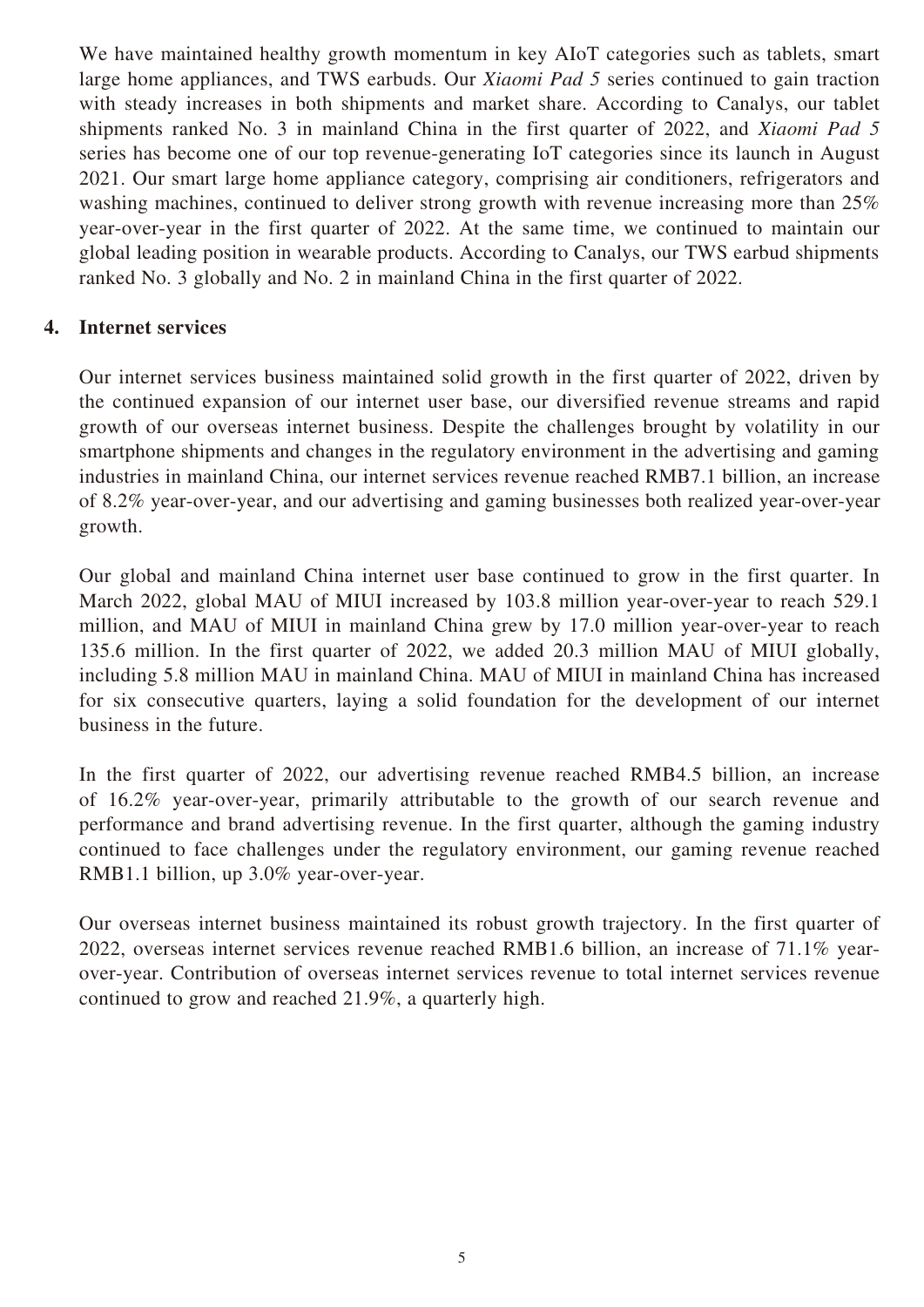We have maintained healthy growth momentum in key AIoT categories such as tablets, smart large home appliances, and TWS earbuds. Our *Xiaomi Pad 5* series continued to gain traction with steady increases in both shipments and market share. According to Canalys, our tablet shipments ranked No. 3 in mainland China in the first quarter of 2022, and *Xiaomi Pad 5* series has become one of our top revenue-generating IoT categories since its launch in August 2021. Our smart large home appliance category, comprising air conditioners, refrigerators and washing machines, continued to deliver strong growth with revenue increasing more than 25% year-over-year in the first quarter of 2022. At the same time, we continued to maintain our global leading position in wearable products. According to Canalys, our TWS earbud shipments ranked No. 3 globally and No. 2 in mainland China in the first quarter of 2022.

## 4. Internet services

Our internet services business maintained solid growth in the first quarter of 2022, driven by the continued expansion of our internet user base, our diversified revenue streams and rapid growth of our overseas internet business. Despite the challenges brought by volatility in our smartphone shipments and changes in the regulatory environment in the advertising and gaming industries in mainland China, our internet services revenue reached RMB7.1 billion, an increase of 8.2% year-over-year, and our advertising and gaming businesses both realized year-over-year growth.

Our global and mainland China internet user base continued to grow in the first quarter. In March 2022, global MAU of MIUI increased by 103.8 million year-over-year to reach 529.1 million, and MAU of MIUI in mainland China grew by 17.0 million year-over-year to reach 135.6 million. In the first quarter of 2022, we added 20.3 million MAU of MIUI globally, including 5.8 million MAU in mainland China. MAU of MIUI in mainland China has increased for six consecutive quarters, laying a solid foundation for the development of our internet business in the future.

In the first quarter of 2022, our advertising revenue reached RMB4.5 billion, an increase of 16.2% year-over-year, primarily attributable to the growth of our search revenue and performance and brand advertising revenue. In the first quarter, although the gaming industry continued to face challenges under the regulatory environment, our gaming revenue reached RMB1.1 billion, up 3.0% year-over-year.

Our overseas internet business maintained its robust growth trajectory. In the first quarter of 2022, overseas internet services revenue reached RMB1.6 billion, an increase of 71.1% year-over-year. Contribution of overseas internet services revenue to total internet services revenue continued to grow and reached 21.9%, a quarterly high.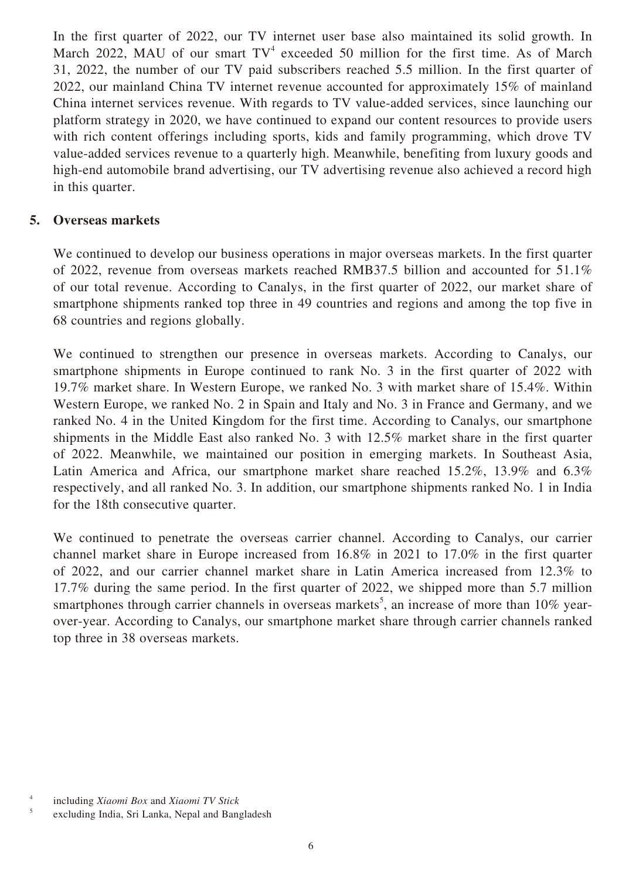In the first quarter of 2022, our TV internet user base also maintained its solid growth. In March 2022, MAU of our smart TV[4] exceeded 50 million for the first time. As of March 31, 2022, the number of our TV paid subscribers reached 5.5 million. In the first quarter of 2022, our mainland China TV internet revenue accounted for approximately 15% of mainland China internet services revenue. With regards to TV value-added services, since launching our platform strategy in 2020, we have continued to expand our content resources to provide users with rich content offerings including sports, kids and family programming, which drove TV value-added services revenue to a quarterly high. Meanwhile, benefiting from luxury goods and high-end automobile brand advertising, our TV advertising revenue also achieved a record high in this quarter.

## 5. Overseas markets

We continued to develop our business operations in major overseas markets. In the first quarter of 2022, revenue from overseas markets reached RMB37.5 billion and accounted for 51.1% of our total revenue. According to Canalys, in the first quarter of 2022, our market share of smartphone shipments ranked top three in 49 countries and regions and among the top five in 68 countries and regions globally.

We continued to strengthen our presence in overseas markets. According to Canalys, our smartphone shipments in Europe continued to rank No. 3 in the first quarter of 2022 with 19.7% market share. In Western Europe, we ranked No. 3 with market share of 15.4%. Within Western Europe, we ranked No. 2 in Spain and Italy and No. 3 in France and Germany, and we ranked No. 4 in the United Kingdom for the first time. According to Canalys, our smartphone shipments in the Middle East also ranked No. 3 with 12.5% market share in the first quarter of 2022. Meanwhile, we maintained our position in emerging markets. In Southeast Asia, Latin America and Africa, our smartphone market share reached 15.2%, 13.9% and 6.3% respectively, and all ranked No. 3. In addition, our smartphone shipments ranked No. 1 in India for the 18th consecutive quarter.

We continued to penetrate the overseas carrier channel. According to Canalys, our carrier channel market share in Europe increased from 16.8% in 2021 to 17.0% in the first quarter of 2022, and our carrier channel market share in Latin America increased from 12.3% to 17.7% during the same period. In the first quarter of 2022, we shipped more than 5.7 million smartphones through carrier channels in overseas markets[5], an increase of more than 10% year-over-year. According to Canalys, our smartphone market share through carrier channels ranked top three in 38 overseas markets.

[4] including *Xiaomi Box* and *Xiaomi TV Stick*

[5] excluding India, Sri Lanka, Nepal and Bangladesh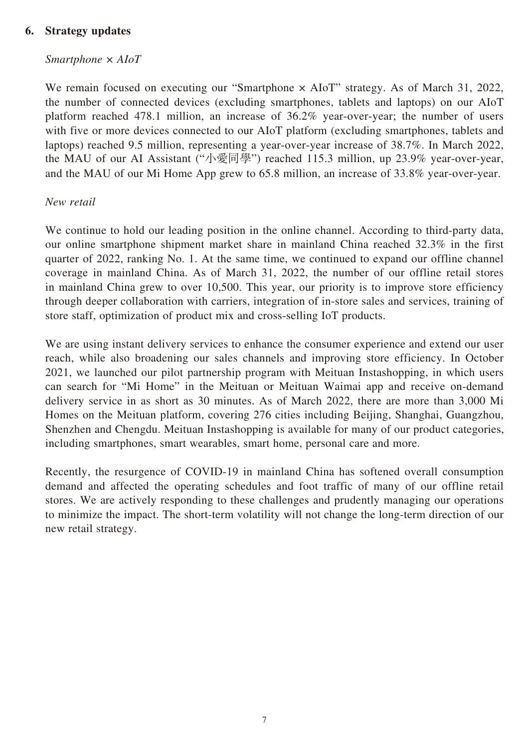## 6. Strategy updates

*Smartphone × AIoT*

We remain focused on executing our "Smartphone × AIoT" strategy. As of March 31, 2022, the number of connected devices (excluding smartphones, tablets and laptops) on our AIoT platform reached 478.1 million, an increase of 36.2% year-over-year; the number of users with five or more devices connected to our AIoT platform (excluding smartphones, tablets and laptops) reached 9.5 million, representing a year-over-year increase of 38.7%. In March 2022, the MAU of our AI Assistant ("小愛同學") reached 115.3 million, up 23.9% year-over-year, and the MAU of our Mi Home App grew to 65.8 million, an increase of 33.8% year-over-year.

*New retail*

We continue to hold our leading position in the online channel. According to third-party data, our online smartphone shipment market share in mainland China reached 32.3% in the first quarter of 2022, ranking No. 1. At the same time, we continued to expand our offline channel coverage in mainland China. As of March 31, 2022, the number of our offline retail stores in mainland China grew to over 10,500. This year, our priority is to improve store efficiency through deeper collaboration with carriers, integration of in-store sales and services, training of store staff, optimization of product mix and cross-selling IoT products.

We are using instant delivery services to enhance the consumer experience and extend our user reach, while also broadening our sales channels and improving store efficiency. In October 2021, we launched our pilot partnership program with Meituan Instashopping, in which users can search for "Mi Home" in the Meituan or Meituan Waimai app and receive on-demand delivery service in as short as 30 minutes. As of March 2022, there are more than 3,000 Mi Homes on the Meituan platform, covering 276 cities including Beijing, Shanghai, Guangzhou, Shenzhen and Chengdu. Meituan Instashopping is available for many of our product categories, including smartphones, smart wearables, smart home, personal care and more.

Recently, the resurgence of COVID-19 in mainland China has softened overall consumption demand and affected the operating schedules and foot traffic of many of our offline retail stores. We are actively responding to these challenges and prudently managing our operations to minimize the impact. The short-term volatility will not change the long-term direction of our new retail strategy.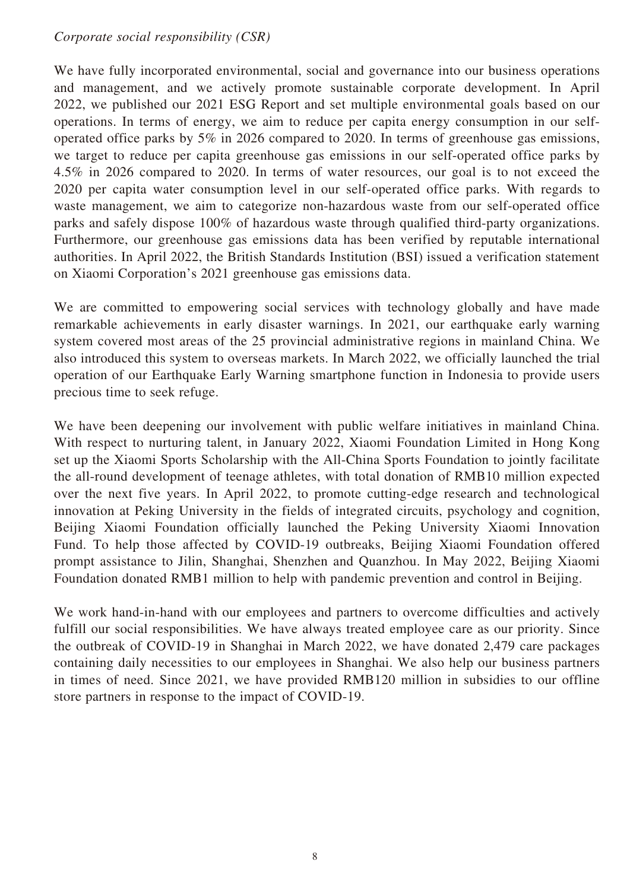*Corporate social responsibility (CSR)*

We have fully incorporated environmental, social and governance into our business operations and management, and we actively promote sustainable corporate development. In April 2022, we published our 2021 ESG Report and set multiple environmental goals based on our operations. In terms of energy, we aim to reduce per capita energy consumption in our self-operated office parks by 5% in 2026 compared to 2020. In terms of greenhouse gas emissions, we target to reduce per capita greenhouse gas emissions in our self-operated office parks by 4.5% in 2026 compared to 2020. In terms of water resources, our goal is to not exceed the 2020 per capita water consumption level in our self-operated office parks. With regards to waste management, we aim to categorize non-hazardous waste from our self-operated office parks and safely dispose 100% of hazardous waste through qualified third-party organizations. Furthermore, our greenhouse gas emissions data has been verified by reputable international authorities. In April 2022, the British Standards Institution (BSI) issued a verification statement on Xiaomi Corporation's 2021 greenhouse gas emissions data.

We are committed to empowering social services with technology globally and have made remarkable achievements in early disaster warnings. In 2021, our earthquake early warning system covered most areas of the 25 provincial administrative regions in mainland China. We also introduced this system to overseas markets. In March 2022, we officially launched the trial operation of our Earthquake Early Warning smartphone function in Indonesia to provide users precious time to seek refuge.

We have been deepening our involvement with public welfare initiatives in mainland China. With respect to nurturing talent, in January 2022, Xiaomi Foundation Limited in Hong Kong set up the Xiaomi Sports Scholarship with the All-China Sports Foundation to jointly facilitate the all-round development of teenage athletes, with total donation of RMB10 million expected over the next five years. In April 2022, to promote cutting-edge research and technological innovation at Peking University in the fields of integrated circuits, psychology and cognition, Beijing Xiaomi Foundation officially launched the Peking University Xiaomi Innovation Fund. To help those affected by COVID-19 outbreaks, Beijing Xiaomi Foundation offered prompt assistance to Jilin, Shanghai, Shenzhen and Quanzhou. In May 2022, Beijing Xiaomi Foundation donated RMB1 million to help with pandemic prevention and control in Beijing.

We work hand-in-hand with our employees and partners to overcome difficulties and actively fulfill our social responsibilities. We have always treated employee care as our priority. Since the outbreak of COVID-19 in Shanghai in March 2022, we have donated 2,479 care packages containing daily necessities to our employees in Shanghai. We also help our business partners in times of need. Since 2021, we have provided RMB120 million in subsidies to our offline store partners in response to the impact of COVID-19.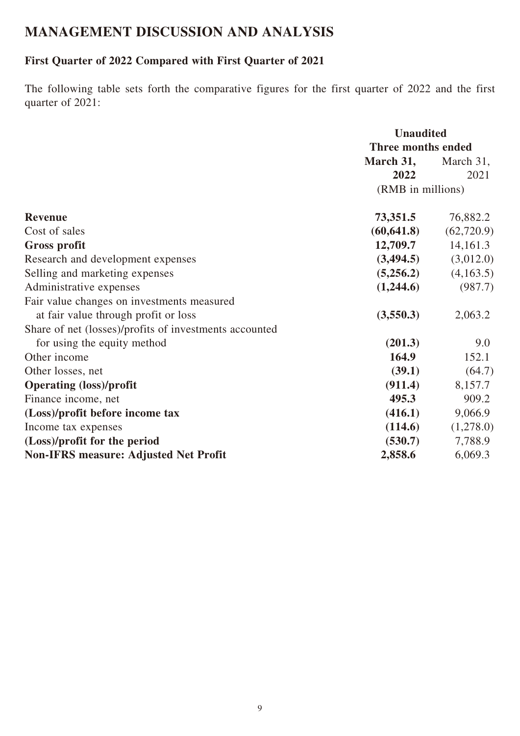# MANAGEMENT DISCUSSION AND ANALYSIS

## First Quarter of 2022 Compared with First Quarter of 2021

The following table sets forth the comparative figures for the first quarter of 2022 and the first quarter of 2021:

| | Unaudited | |
|---|---|---|
| | Three months ended | |
| | **March 31, 2022** | March 31, 2021 |
| | (RMB in millions) | |
| **Revenue** | **73,351.5** | 76,882.2 |
| Cost of sales | **(60,641.8)** | (62,720.9) |
| **Gross profit** | **12,709.7** | 14,161.3 |
| Research and development expenses | **(3,494.5)** | (3,012.0) |
| Selling and marketing expenses | **(5,256.2)** | (4,163.5) |
| Administrative expenses | **(1,244.6)** | (987.7) |
| Fair value changes on investments measured at fair value through profit or loss | **(3,550.3)** | 2,063.2 |
| Share of net (losses)/profits of investments accounted for using the equity method | **(201.3)** | 9.0 |
| Other income | **164.9** | 152.1 |
| Other losses, net | **(39.1)** | (64.7) |
| **Operating (loss)/profit** | **(911.4)** | 8,157.7 |
| Finance income, net | **495.3** | 909.2 |
| **(Loss)/profit before income tax** | **(416.1)** | 9,066.9 |
| Income tax expenses | **(114.6)** | (1,278.0) |
| **(Loss)/profit for the period** | **(530.7)** | 7,788.9 |
| **Non-IFRS measure: Adjusted Net Profit** | **2,858.6** | 6,069.3 |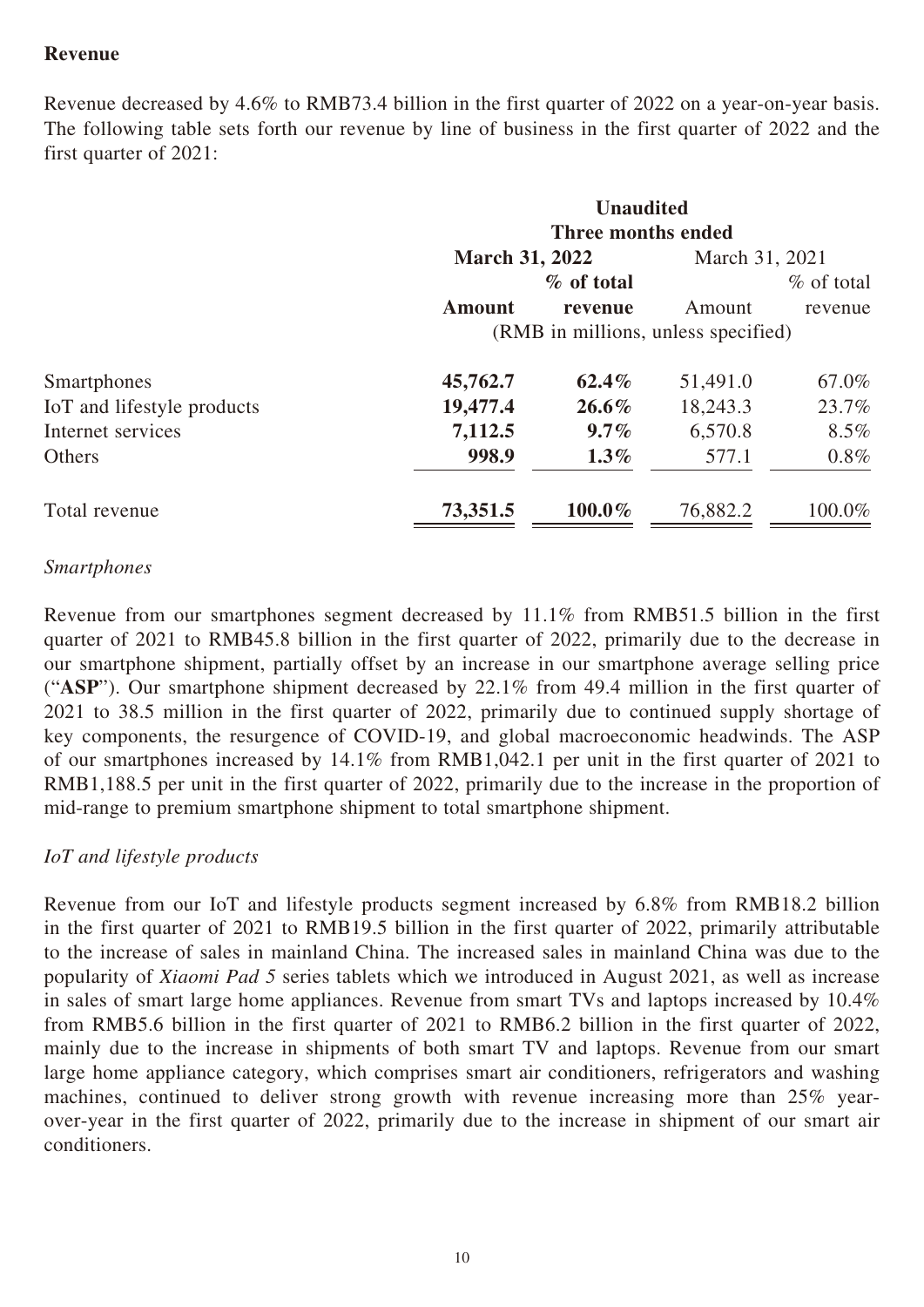**Revenue**

Revenue decreased by 4.6% to RMB73.4 billion in the first quarter of 2022 on a year-on-year basis. The following table sets forth our revenue by line of business in the first quarter of 2022 and the first quarter of 2021:

| | Unaudited | | | |
|---|---|---|---|---|
| | Three months ended | | | |
| | **March 31, 2022** | | March 31, 2021 | |
| | **Amount** | **% of total revenue** | Amount | % of total revenue |
| | (RMB in millions, unless specified) | | | |
| Smartphones | **45,762.7** | **62.4%** | 51,491.0 | 67.0% |
| IoT and lifestyle products | **19,477.4** | **26.6%** | 18,243.3 | 23.7% |
| Internet services | **7,112.5** | **9.7%** | 6,570.8 | 8.5% |
| Others | **998.9** | **1.3%** | 577.1 | 0.8% |
| Total revenue | **73,351.5** | **100.0%** | 76,882.2 | 100.0% |

*Smartphones*

Revenue from our smartphones segment decreased by 11.1% from RMB51.5 billion in the first quarter of 2021 to RMB45.8 billion in the first quarter of 2022, primarily due to the decrease in our smartphone shipment, partially offset by an increase in our smartphone average selling price ("**ASP**"). Our smartphone shipment decreased by 22.1% from 49.4 million in the first quarter of 2021 to 38.5 million in the first quarter of 2022, primarily due to continued supply shortage of key components, the resurgence of COVID-19, and global macroeconomic headwinds. The ASP of our smartphones increased by 14.1% from RMB1,042.1 per unit in the first quarter of 2021 to RMB1,188.5 per unit in the first quarter of 2022, primarily due to the increase in the proportion of mid-range to premium smartphone shipment to total smartphone shipment.

*IoT and lifestyle products*

Revenue from our IoT and lifestyle products segment increased by 6.8% from RMB18.2 billion in the first quarter of 2021 to RMB19.5 billion in the first quarter of 2022, primarily attributable to the increase of sales in mainland China. The increased sales in mainland China was due to the popularity of *Xiaomi Pad 5* series tablets which we introduced in August 2021, as well as increase in sales of smart large home appliances. Revenue from smart TVs and laptops increased by 10.4% from RMB5.6 billion in the first quarter of 2021 to RMB6.2 billion in the first quarter of 2022, mainly due to the increase in shipments of both smart TV and laptops. Revenue from our smart large home appliance category, which comprises smart air conditioners, refrigerators and washing machines, continued to deliver strong growth with revenue increasing more than 25% year-over-year in the first quarter of 2022, primarily due to the increase in shipment of our smart air conditioners.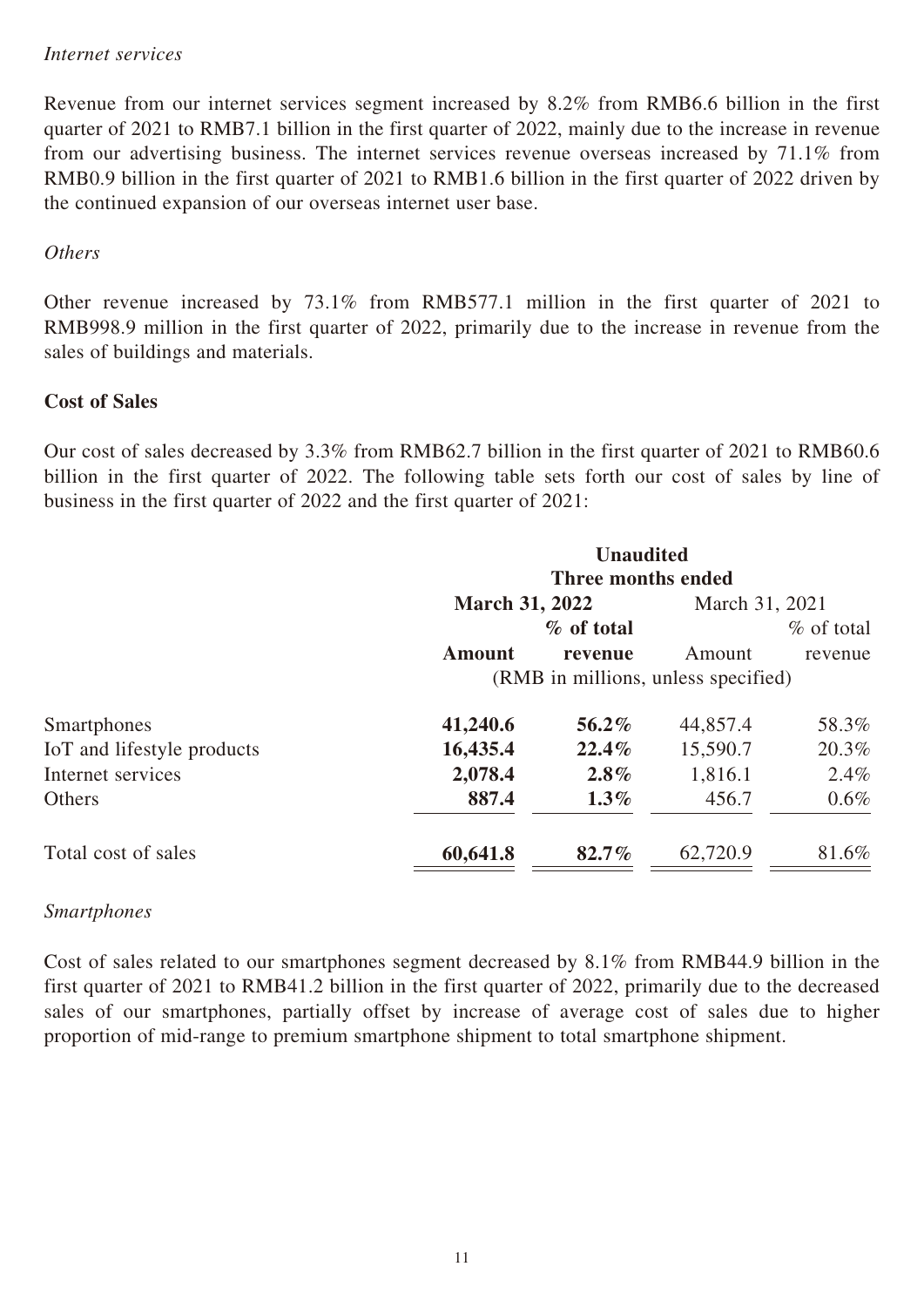*Internet services*

Revenue from our internet services segment increased by 8.2% from RMB6.6 billion in the first quarter of 2021 to RMB7.1 billion in the first quarter of 2022, mainly due to the increase in revenue from our advertising business. The internet services revenue overseas increased by 71.1% from RMB0.9 billion in the first quarter of 2021 to RMB1.6 billion in the first quarter of 2022 driven by the continued expansion of our overseas internet user base.

*Others*

Other revenue increased by 73.1% from RMB577.1 million in the first quarter of 2021 to RMB998.9 million in the first quarter of 2022, primarily due to the increase in revenue from the sales of buildings and materials.

**Cost of Sales**

Our cost of sales decreased by 3.3% from RMB62.7 billion in the first quarter of 2021 to RMB60.6 billion in the first quarter of 2022. The following table sets forth our cost of sales by line of business in the first quarter of 2022 and the first quarter of 2021:

| | **Unaudited** | | | |
|---|---|---|---|---|
| | **Three months ended** | | | |
| | **March 31, 2022** | | March 31, 2021 | |
| | **Amount** | **% of total revenue** | Amount | % of total revenue |
| | (RMB in millions, unless specified) | | | |
| Smartphones | **41,240.6** | **56.2%** | 44,857.4 | 58.3% |
| IoT and lifestyle products | **16,435.4** | **22.4%** | 15,590.7 | 20.3% |
| Internet services | **2,078.4** | **2.8%** | 1,816.1 | 2.4% |
| Others | **887.4** | **1.3%** | 456.7 | 0.6% |
| Total cost of sales | **60,641.8** | **82.7%** | 62,720.9 | 81.6% |

*Smartphones*

Cost of sales related to our smartphones segment decreased by 8.1% from RMB44.9 billion in the first quarter of 2021 to RMB41.2 billion in the first quarter of 2022, primarily due to the decreased sales of our smartphones, partially offset by increase of average cost of sales due to higher proportion of mid-range to premium smartphone shipment to total smartphone shipment.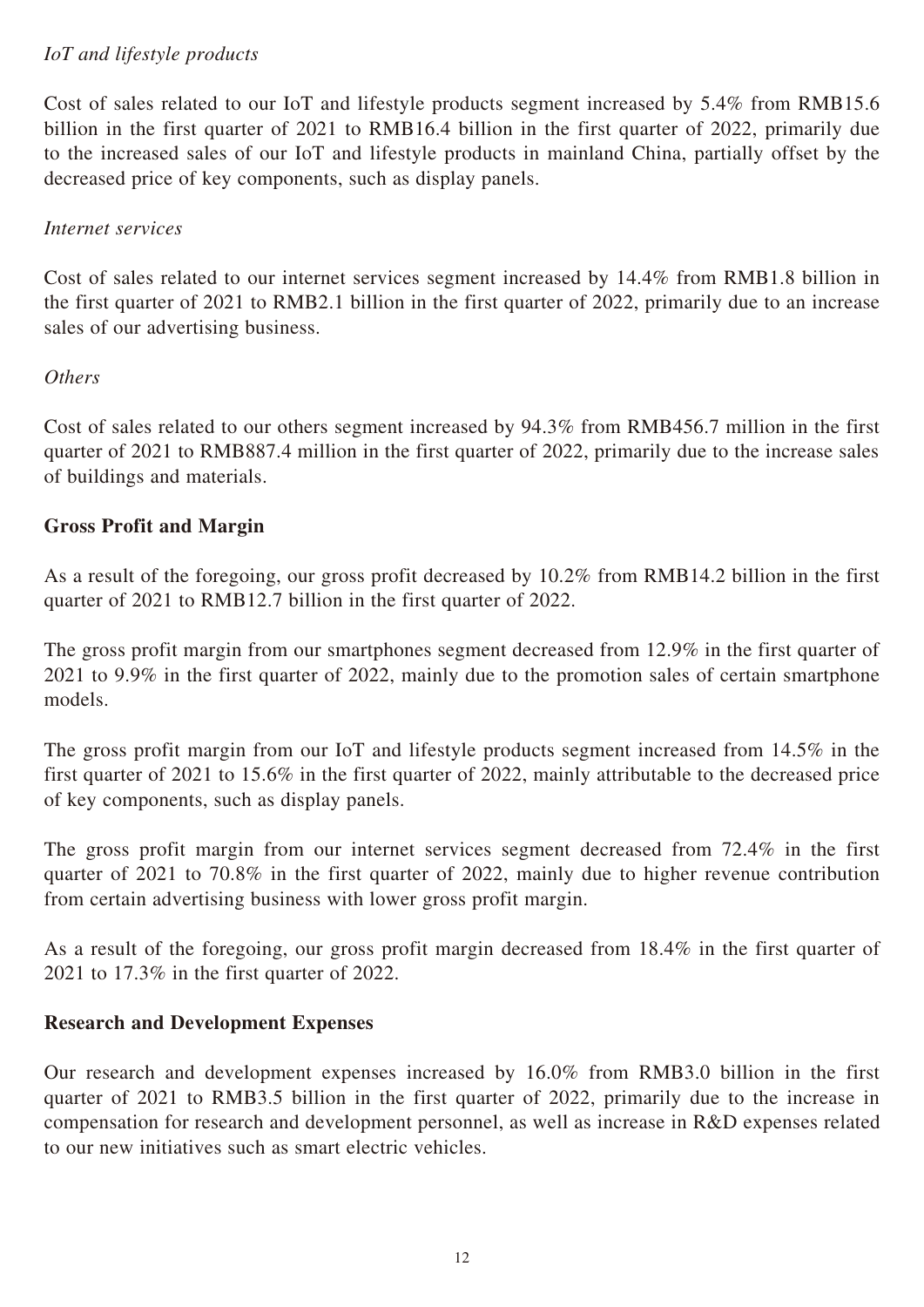*IoT and lifestyle products*

Cost of sales related to our IoT and lifestyle products segment increased by 5.4% from RMB15.6 billion in the first quarter of 2021 to RMB16.4 billion in the first quarter of 2022, primarily due to the increased sales of our IoT and lifestyle products in mainland China, partially offset by the decreased price of key components, such as display panels.

*Internet services*

Cost of sales related to our internet services segment increased by 14.4% from RMB1.8 billion in the first quarter of 2021 to RMB2.1 billion in the first quarter of 2022, primarily due to an increase sales of our advertising business.

*Others*

Cost of sales related to our others segment increased by 94.3% from RMB456.7 million in the first quarter of 2021 to RMB887.4 million in the first quarter of 2022, primarily due to the increase sales of buildings and materials.

**Gross Profit and Margin**

As a result of the foregoing, our gross profit decreased by 10.2% from RMB14.2 billion in the first quarter of 2021 to RMB12.7 billion in the first quarter of 2022.

The gross profit margin from our smartphones segment decreased from 12.9% in the first quarter of 2021 to 9.9% in the first quarter of 2022, mainly due to the promotion sales of certain smartphone models.

The gross profit margin from our IoT and lifestyle products segment increased from 14.5% in the first quarter of 2021 to 15.6% in the first quarter of 2022, mainly attributable to the decreased price of key components, such as display panels.

The gross profit margin from our internet services segment decreased from 72.4% in the first quarter of 2021 to 70.8% in the first quarter of 2022, mainly due to higher revenue contribution from certain advertising business with lower gross profit margin.

As a result of the foregoing, our gross profit margin decreased from 18.4% in the first quarter of 2021 to 17.3% in the first quarter of 2022.

**Research and Development Expenses**

Our research and development expenses increased by 16.0% from RMB3.0 billion in the first quarter of 2021 to RMB3.5 billion in the first quarter of 2022, primarily due to the increase in compensation for research and development personnel, as well as increase in R&D expenses related to our new initiatives such as smart electric vehicles.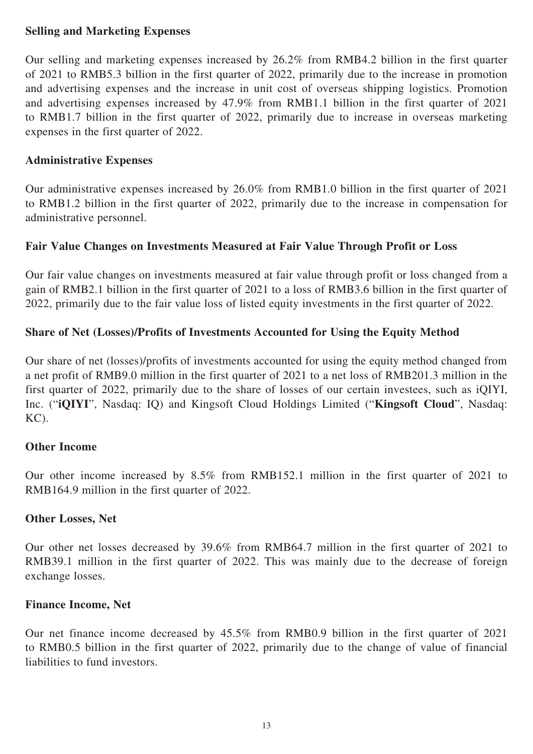### Selling and Marketing Expenses

Our selling and marketing expenses increased by 26.2% from RMB4.2 billion in the first quarter of 2021 to RMB5.3 billion in the first quarter of 2022, primarily due to the increase in promotion and advertising expenses and the increase in unit cost of overseas shipping logistics. Promotion and advertising expenses increased by 47.9% from RMB1.1 billion in the first quarter of 2021 to RMB1.7 billion in the first quarter of 2022, primarily due to increase in overseas marketing expenses in the first quarter of 2022.

### Administrative Expenses

Our administrative expenses increased by 26.0% from RMB1.0 billion in the first quarter of 2021 to RMB1.2 billion in the first quarter of 2022, primarily due to the increase in compensation for administrative personnel.

### Fair Value Changes on Investments Measured at Fair Value Through Profit or Loss

Our fair value changes on investments measured at fair value through profit or loss changed from a gain of RMB2.1 billion in the first quarter of 2021 to a loss of RMB3.6 billion in the first quarter of 2022, primarily due to the fair value loss of listed equity investments in the first quarter of 2022.

### Share of Net (Losses)/Profits of Investments Accounted for Using the Equity Method

Our share of net (losses)/profits of investments accounted for using the equity method changed from a net profit of RMB9.0 million in the first quarter of 2021 to a net loss of RMB201.3 million in the first quarter of 2022, primarily due to the share of losses of our certain investees, such as iQIYI, Inc. ("**iQIYI**", Nasdaq: IQ) and Kingsoft Cloud Holdings Limited ("**Kingsoft Cloud**", Nasdaq: KC).

### Other Income

Our other income increased by 8.5% from RMB152.1 million in the first quarter of 2021 to RMB164.9 million in the first quarter of 2022.

### Other Losses, Net

Our other net losses decreased by 39.6% from RMB64.7 million in the first quarter of 2021 to RMB39.1 million in the first quarter of 2022. This was mainly due to the decrease of foreign exchange losses.

### Finance Income, Net

Our net finance income decreased by 45.5% from RMB0.9 billion in the first quarter of 2021 to RMB0.5 billion in the first quarter of 2022, primarily due to the change of value of financial liabilities to fund investors.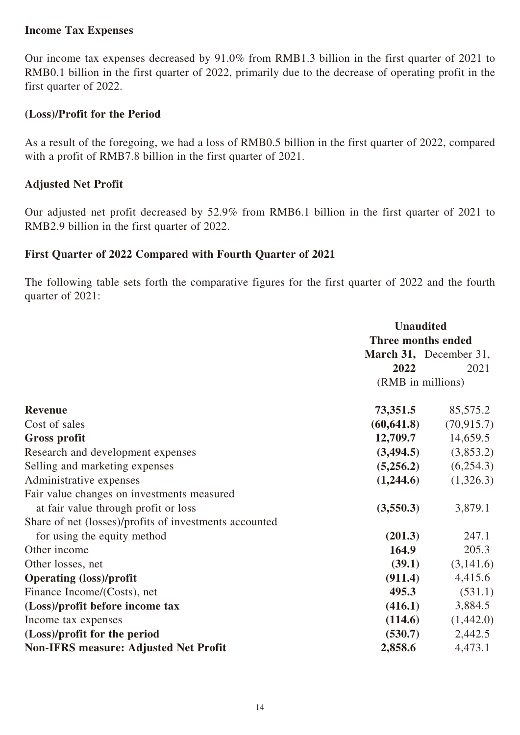### Income Tax Expenses

Our income tax expenses decreased by 91.0% from RMB1.3 billion in the first quarter of 2021 to RMB0.1 billion in the first quarter of 2022, primarily due to the decrease of operating profit in the first quarter of 2022.

### (Loss)/Profit for the Period

As a result of the foregoing, we had a loss of RMB0.5 billion in the first quarter of 2022, compared with a profit of RMB7.8 billion in the first quarter of 2021.

### Adjusted Net Profit

Our adjusted net profit decreased by 52.9% from RMB6.1 billion in the first quarter of 2021 to RMB2.9 billion in the first quarter of 2022.

### First Quarter of 2022 Compared with Fourth Quarter of 2021

The following table sets forth the comparative figures for the first quarter of 2022 and the fourth quarter of 2021:

| | **Unaudited** | |
|---|---|---|
| | **Three months ended** | |
| | **March 31, 2022** | December 31, 2021 |
| | (RMB in millions) | |
| **Revenue** | **73,351.5** | 85,575.2 |
| Cost of sales | **(60,641.8)** | (70,915.7) |
| **Gross profit** | **12,709.7** | 14,659.5 |
| Research and development expenses | **(3,494.5)** | (3,853.2) |
| Selling and marketing expenses | **(5,256.2)** | (6,254.3) |
| Administrative expenses | **(1,244.6)** | (1,326.3) |
| Fair value changes on investments measured at fair value through profit or loss | **(3,550.3)** | 3,879.1 |
| Share of net (losses)/profits of investments accounted for using the equity method | **(201.3)** | 247.1 |
| Other income | **164.9** | 205.3 |
| Other losses, net | **(39.1)** | (3,141.6) |
| **Operating (loss)/profit** | **(911.4)** | 4,415.6 |
| Finance Income/(Costs), net | **495.3** | (531.1) |
| **(Loss)/profit before income tax** | **(416.1)** | 3,884.5 |
| Income tax expenses | **(114.6)** | (1,442.0) |
| **(Loss)/profit for the period** | **(530.7)** | 2,442.5 |
| **Non-IFRS measure: Adjusted Net Profit** | **2,858.6** | 4,473.1 |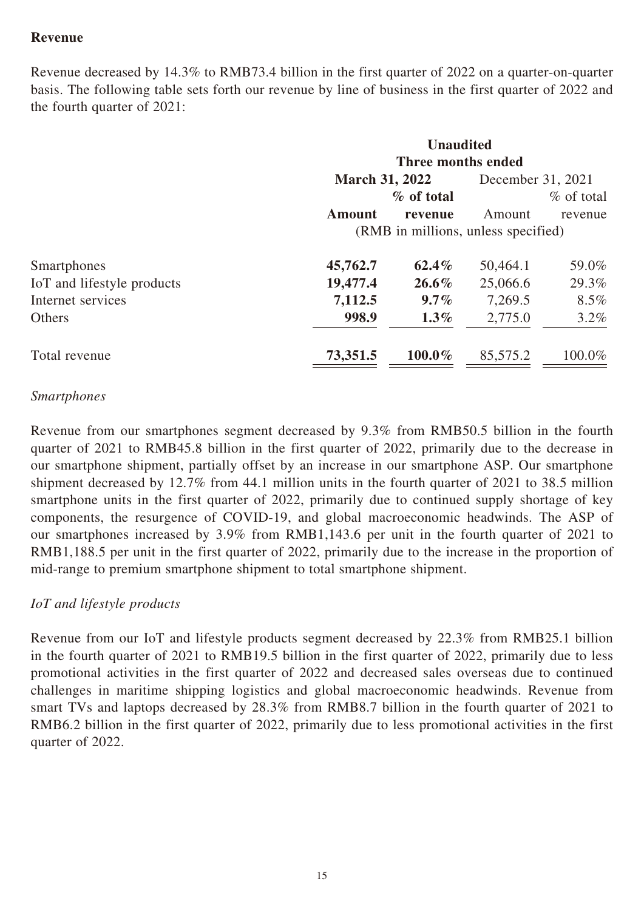**Revenue**

Revenue decreased by 14.3% to RMB73.4 billion in the first quarter of 2022 on a quarter-on-quarter basis. The following table sets forth our revenue by line of business in the first quarter of 2022 and the fourth quarter of 2021:

| | **Unaudited** | | | |
|---|---|---|---|---|
| | **Three months ended** | | | |
| | **March 31, 2022** | | December 31, 2021 | |
| | **Amount** | **% of total revenue** | Amount | % of total revenue |
| | (RMB in millions, unless specified) | | | |
| Smartphones | **45,762.7** | **62.4%** | 50,464.1 | 59.0% |
| IoT and lifestyle products | **19,477.4** | **26.6%** | 25,066.6 | 29.3% |
| Internet services | **7,112.5** | **9.7%** | 7,269.5 | 8.5% |
| Others | **998.9** | **1.3%** | 2,775.0 | 3.2% |
| Total revenue | **73,351.5** | **100.0%** | 85,575.2 | 100.0% |

*Smartphones*

Revenue from our smartphones segment decreased by 9.3% from RMB50.5 billion in the fourth quarter of 2021 to RMB45.8 billion in the first quarter of 2022, primarily due to the decrease in our smartphone shipment, partially offset by an increase in our smartphone ASP. Our smartphone shipment decreased by 12.7% from 44.1 million units in the fourth quarter of 2021 to 38.5 million smartphone units in the first quarter of 2022, primarily due to continued supply shortage of key components, the resurgence of COVID-19, and global macroeconomic headwinds. The ASP of our smartphones increased by 3.9% from RMB1,143.6 per unit in the fourth quarter of 2021 to RMB1,188.5 per unit in the first quarter of 2022, primarily due to the increase in the proportion of mid-range to premium smartphone shipment to total smartphone shipment.

*IoT and lifestyle products*

Revenue from our IoT and lifestyle products segment decreased by 22.3% from RMB25.1 billion in the fourth quarter of 2021 to RMB19.5 billion in the first quarter of 2022, primarily due to less promotional activities in the first quarter of 2022 and decreased sales overseas due to continued challenges in maritime shipping logistics and global macroeconomic headwinds. Revenue from smart TVs and laptops decreased by 28.3% from RMB8.7 billion in the fourth quarter of 2021 to RMB6.2 billion in the first quarter of 2022, primarily due to less promotional activities in the first quarter of 2022.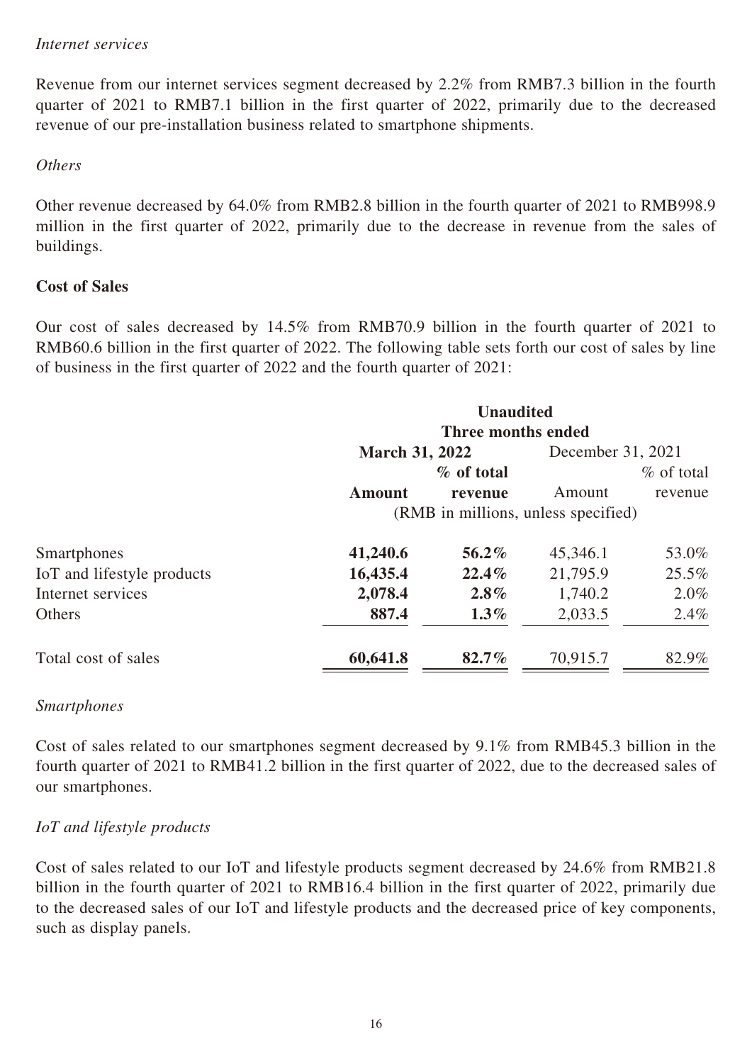*Internet services*

Revenue from our internet services segment decreased by 2.2% from RMB7.3 billion in the fourth quarter of 2021 to RMB7.1 billion in the first quarter of 2022, primarily due to the decreased revenue of our pre-installation business related to smartphone shipments.

*Others*

Other revenue decreased by 64.0% from RMB2.8 billion in the fourth quarter of 2021 to RMB998.9 million in the first quarter of 2022, primarily due to the decrease in revenue from the sales of buildings.

**Cost of Sales**

Our cost of sales decreased by 14.5% from RMB70.9 billion in the fourth quarter of 2021 to RMB60.6 billion in the first quarter of 2022. The following table sets forth our cost of sales by line of business in the first quarter of 2022 and the fourth quarter of 2021:

| | **Unaudited** | | | |
|---|---|---|---|---|
| | **Three months ended** | | | |
| | **March 31, 2022** | | December 31, 2021 | |
| | **Amount** | **% of total revenue** | Amount | % of total revenue |
| | (RMB in millions, unless specified) | | | |
| Smartphones | **41,240.6** | **56.2%** | 45,346.1 | 53.0% |
| IoT and lifestyle products | **16,435.4** | **22.4%** | 21,795.9 | 25.5% |
| Internet services | **2,078.4** | **2.8%** | 1,740.2 | 2.0% |
| Others | **887.4** | **1.3%** | 2,033.5 | 2.4% |
| Total cost of sales | **60,641.8** | **82.7%** | 70,915.7 | 82.9% |

*Smartphones*

Cost of sales related to our smartphones segment decreased by 9.1% from RMB45.3 billion in the fourth quarter of 2021 to RMB41.2 billion in the first quarter of 2022, due to the decreased sales of our smartphones.

*IoT and lifestyle products*

Cost of sales related to our IoT and lifestyle products segment decreased by 24.6% from RMB21.8 billion in the fourth quarter of 2021 to RMB16.4 billion in the first quarter of 2022, primarily due to the decreased sales of our IoT and lifestyle products and the decreased price of key components, such as display panels.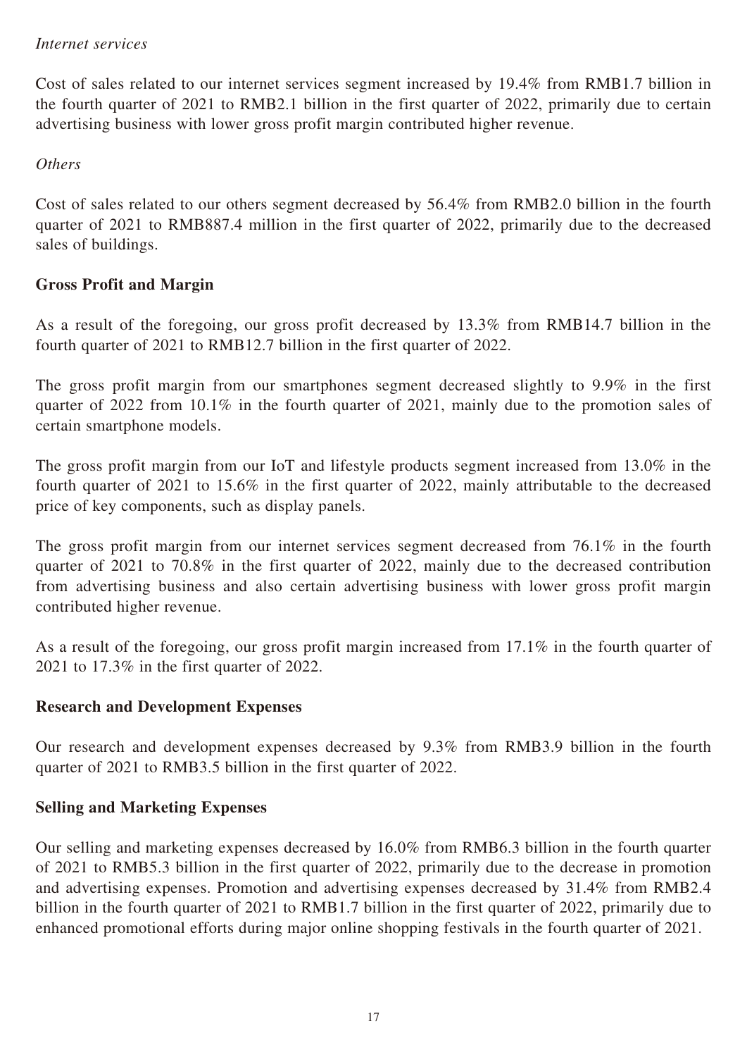*Internet services*

Cost of sales related to our internet services segment increased by 19.4% from RMB1.7 billion in the fourth quarter of 2021 to RMB2.1 billion in the first quarter of 2022, primarily due to certain advertising business with lower gross profit margin contributed higher revenue.

*Others*

Cost of sales related to our others segment decreased by 56.4% from RMB2.0 billion in the fourth quarter of 2021 to RMB887.4 million in the first quarter of 2022, primarily due to the decreased sales of buildings.

**Gross Profit and Margin**

As a result of the foregoing, our gross profit decreased by 13.3% from RMB14.7 billion in the fourth quarter of 2021 to RMB12.7 billion in the first quarter of 2022.

The gross profit margin from our smartphones segment decreased slightly to 9.9% in the first quarter of 2022 from 10.1% in the fourth quarter of 2021, mainly due to the promotion sales of certain smartphone models.

The gross profit margin from our IoT and lifestyle products segment increased from 13.0% in the fourth quarter of 2021 to 15.6% in the first quarter of 2022, mainly attributable to the decreased price of key components, such as display panels.

The gross profit margin from our internet services segment decreased from 76.1% in the fourth quarter of 2021 to 70.8% in the first quarter of 2022, mainly due to the decreased contribution from advertising business and also certain advertising business with lower gross profit margin contributed higher revenue.

As a result of the foregoing, our gross profit margin increased from 17.1% in the fourth quarter of 2021 to 17.3% in the first quarter of 2022.

**Research and Development Expenses**

Our research and development expenses decreased by 9.3% from RMB3.9 billion in the fourth quarter of 2021 to RMB3.5 billion in the first quarter of 2022.

**Selling and Marketing Expenses**

Our selling and marketing expenses decreased by 16.0% from RMB6.3 billion in the fourth quarter of 2021 to RMB5.3 billion in the first quarter of 2022, primarily due to the decrease in promotion and advertising expenses. Promotion and advertising expenses decreased by 31.4% from RMB2.4 billion in the fourth quarter of 2021 to RMB1.7 billion in the first quarter of 2022, primarily due to enhanced promotional efforts during major online shopping festivals in the fourth quarter of 2021.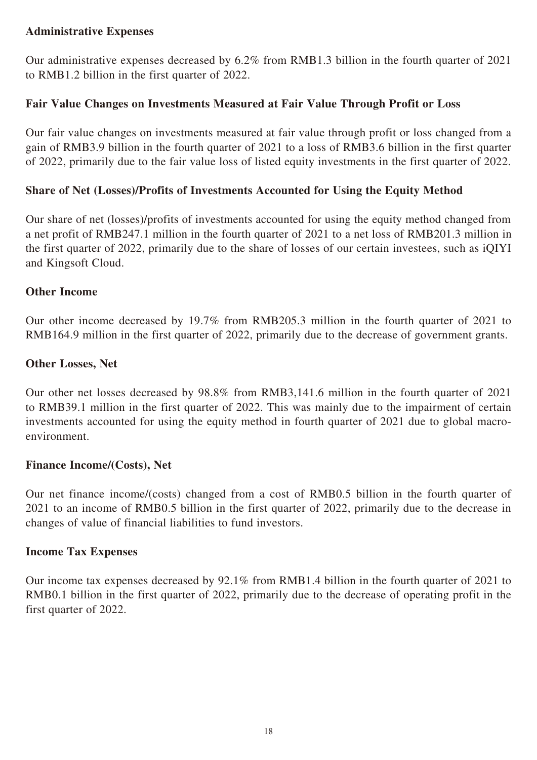**Administrative Expenses**

Our administrative expenses decreased by 6.2% from RMB1.3 billion in the fourth quarter of 2021 to RMB1.2 billion in the first quarter of 2022.

**Fair Value Changes on Investments Measured at Fair Value Through Profit or Loss**

Our fair value changes on investments measured at fair value through profit or loss changed from a gain of RMB3.9 billion in the fourth quarter of 2021 to a loss of RMB3.6 billion in the first quarter of 2022, primarily due to the fair value loss of listed equity investments in the first quarter of 2022.

**Share of Net (Losses)/Profits of Investments Accounted for Using the Equity Method**

Our share of net (losses)/profits of investments accounted for using the equity method changed from a net profit of RMB247.1 million in the fourth quarter of 2021 to a net loss of RMB201.3 million in the first quarter of 2022, primarily due to the share of losses of our certain investees, such as iQIYI and Kingsoft Cloud.

**Other Income**

Our other income decreased by 19.7% from RMB205.3 million in the fourth quarter of 2021 to RMB164.9 million in the first quarter of 2022, primarily due to the decrease of government grants.

**Other Losses, Net**

Our other net losses decreased by 98.8% from RMB3,141.6 million in the fourth quarter of 2021 to RMB39.1 million in the first quarter of 2022. This was mainly due to the impairment of certain investments accounted for using the equity method in fourth quarter of 2021 due to global macro-environment.

**Finance Income/(Costs), Net**

Our net finance income/(costs) changed from a cost of RMB0.5 billion in the fourth quarter of 2021 to an income of RMB0.5 billion in the first quarter of 2022, primarily due to the decrease in changes of value of financial liabilities to fund investors.

**Income Tax Expenses**

Our income tax expenses decreased by 92.1% from RMB1.4 billion in the fourth quarter of 2021 to RMB0.1 billion in the first quarter of 2022, primarily due to the decrease of operating profit in the first quarter of 2022.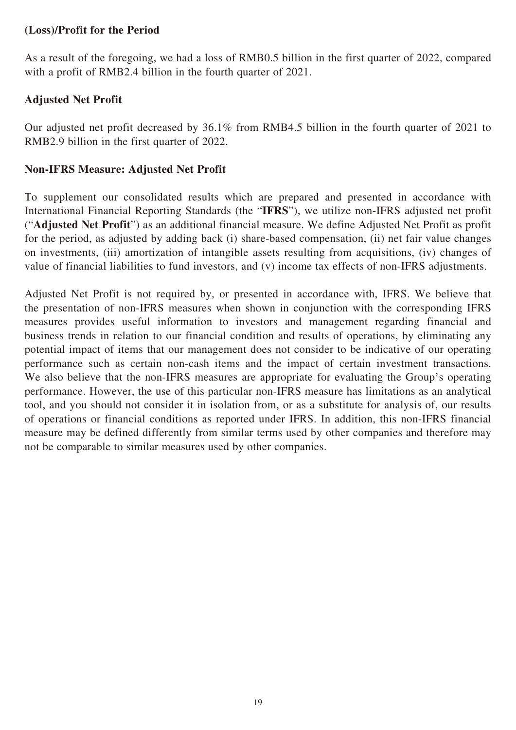**(Loss)/Profit for the Period**

As a result of the foregoing, we had a loss of RMB0.5 billion in the first quarter of 2022, compared with a profit of RMB2.4 billion in the fourth quarter of 2021.

**Adjusted Net Profit**

Our adjusted net profit decreased by 36.1% from RMB4.5 billion in the fourth quarter of 2021 to RMB2.9 billion in the first quarter of 2022.

**Non-IFRS Measure: Adjusted Net Profit**

To supplement our consolidated results which are prepared and presented in accordance with International Financial Reporting Standards (the "**IFRS**"), we utilize non-IFRS adjusted net profit ("**Adjusted Net Profit**") as an additional financial measure. We define Adjusted Net Profit as profit for the period, as adjusted by adding back (i) share-based compensation, (ii) net fair value changes on investments, (iii) amortization of intangible assets resulting from acquisitions, (iv) changes of value of financial liabilities to fund investors, and (v) income tax effects of non-IFRS adjustments.

Adjusted Net Profit is not required by, or presented in accordance with, IFRS. We believe that the presentation of non-IFRS measures when shown in conjunction with the corresponding IFRS measures provides useful information to investors and management regarding financial and business trends in relation to our financial condition and results of operations, by eliminating any potential impact of items that our management does not consider to be indicative of our operating performance such as certain non-cash items and the impact of certain investment transactions. We also believe that the non-IFRS measures are appropriate for evaluating the Group's operating performance. However, the use of this particular non-IFRS measure has limitations as an analytical tool, and you should not consider it in isolation from, or as a substitute for analysis of, our results of operations or financial conditions as reported under IFRS. In addition, this non-IFRS financial measure may be defined differently from similar terms used by other companies and therefore may not be comparable to similar measures used by other companies.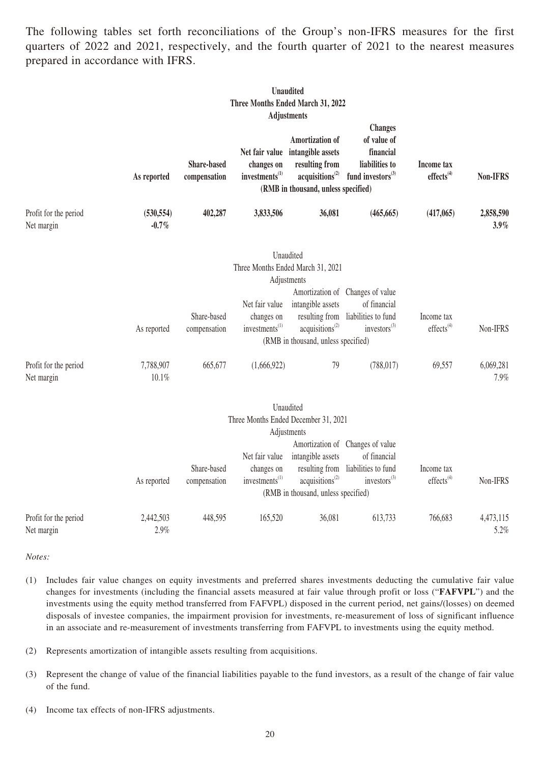The following tables set forth reconciliations of the Group's non-IFRS measures for the first quarters of 2022 and 2021, respectively, and the fourth quarter of 2021 to the nearest measures prepared in accordance with IFRS.

**Unaudited**
**Three Months Ended March 31, 2022**

| | | Adjustments | | | | | |
|---|---|---|---|---|---|---|---|
| | **As reported** | **Share-based compensation** | **Net fair value changes on investments[(1)]** | **Amortization of intangible assets resulting from acquisitions[(2)]** | **Changes of value of financial liabilities to fund investors[(3)]** | **Income tax effects[(4)]** | **Non-IFRS** |
| | **(RMB in thousand, unless specified)** | | | | | | |
| Profit for the period | **(530,554)** | **402,287** | **3,833,506** | **36,081** | **(465,665)** | **(417,065)** | **2,858,590** |
| Net margin | **-0.7%** | | | | | | **3.9%** |

Unaudited
Three Months Ended March 31, 2021

| | | Adjustments | | | | | |
|---|---|---|---|---|---|---|---|
| | As reported | Share-based compensation | Net fair value changes on investments[(1)] | Amortization of intangible assets resulting from acquisitions[(2)] | Changes of value of financial liabilities to fund investors[(3)] | Income tax effects[(4)] | Non-IFRS |
| | (RMB in thousand, unless specified) | | | | | | |
| Profit for the period | 7,788,907 | 665,677 | (1,666,922) | 79 | (788,017) | 69,557 | 6,069,281 |
| Net margin | 10.1% | | | | | | 7.9% |

Unaudited
Three Months Ended December 31, 2021

| | | Adjustments | | | | | |
|---|---|---|---|---|---|---|---|
| | As reported | Share-based compensation | Net fair value changes on investments[(1)] | Amortization of intangible assets resulting from acquisitions[(2)] | Changes of value of financial liabilities to fund investors[(3)] | Income tax effects[(4)] | Non-IFRS |
| | (RMB in thousand, unless specified) | | | | | | |
| Profit for the period | 2,442,503 | 448,595 | 165,520 | 36,081 | 613,733 | 766,683 | 4,473,115 |
| Net margin | 2.9% | | | | | | 5.2% |

*Notes:*

(1) Includes fair value changes on equity investments and preferred shares investments deducting the cumulative fair value changes for investments (including the financial assets measured at fair value through profit or loss ("**FAFVPL**") and the investments using the equity method transferred from FAFVPL) disposed in the current period, net gains/(losses) on deemed disposals of investee companies, the impairment provision for investments, re-measurement of loss of significant influence in an associate and re-measurement of investments transferring from FAFVPL to investments using the equity method.

(2) Represents amortization of intangible assets resulting from acquisitions.

(3) Represent the change of value of the financial liabilities payable to the fund investors, as a result of the change of fair value of the fund.

(4) Income tax effects of non-IFRS adjustments.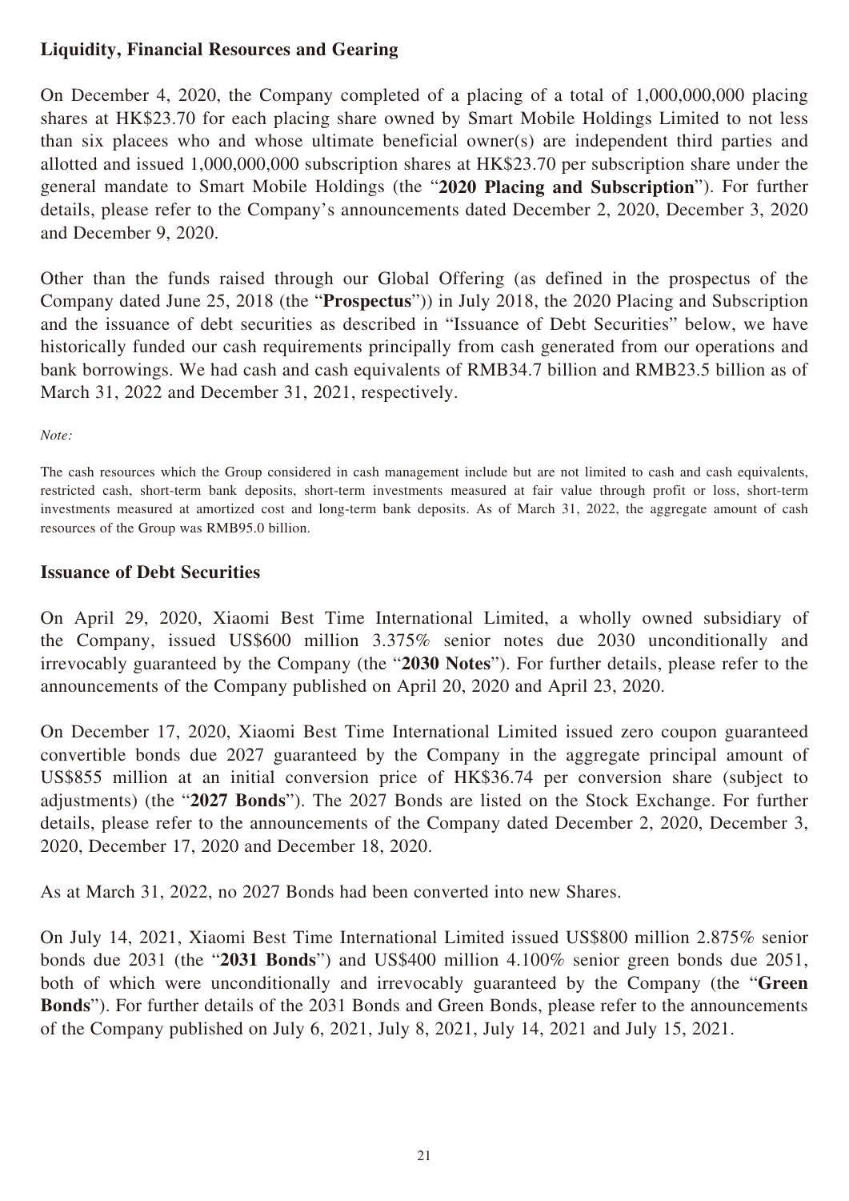## Liquidity, Financial Resources and Gearing

On December 4, 2020, the Company completed of a placing of a total of 1,000,000,000 placing shares at HK$23.70 for each placing share owned by Smart Mobile Holdings Limited to not less than six placees who and whose ultimate beneficial owner(s) are independent third parties and allotted and issued 1,000,000,000 subscription shares at HK$23.70 per subscription share under the general mandate to Smart Mobile Holdings (the "**2020 Placing and Subscription**"). For further details, please refer to the Company's announcements dated December 2, 2020, December 3, 2020 and December 9, 2020.

Other than the funds raised through our Global Offering (as defined in the prospectus of the Company dated June 25, 2018 (the "**Prospectus**")) in July 2018, the 2020 Placing and Subscription and the issuance of debt securities as described in "Issuance of Debt Securities" below, we have historically funded our cash requirements principally from cash generated from our operations and bank borrowings. We had cash and cash equivalents of RMB34.7 billion and RMB23.5 billion as of March 31, 2022 and December 31, 2021, respectively.

*Note:*

The cash resources which the Group considered in cash management include but are not limited to cash and cash equivalents, restricted cash, short-term bank deposits, short-term investments measured at fair value through profit or loss, short-term investments measured at amortized cost and long-term bank deposits. As of March 31, 2022, the aggregate amount of cash resources of the Group was RMB95.0 billion.

## Issuance of Debt Securities

On April 29, 2020, Xiaomi Best Time International Limited, a wholly owned subsidiary of the Company, issued US$600 million 3.375% senior notes due 2030 unconditionally and irrevocably guaranteed by the Company (the "**2030 Notes**"). For further details, please refer to the announcements of the Company published on April 20, 2020 and April 23, 2020.

On December 17, 2020, Xiaomi Best Time International Limited issued zero coupon guaranteed convertible bonds due 2027 guaranteed by the Company in the aggregate principal amount of US$855 million at an initial conversion price of HK$36.74 per conversion share (subject to adjustments) (the "**2027 Bonds**"). The 2027 Bonds are listed on the Stock Exchange. For further details, please refer to the announcements of the Company dated December 2, 2020, December 3, 2020, December 17, 2020 and December 18, 2020.

As at March 31, 2022, no 2027 Bonds had been converted into new Shares.

On July 14, 2021, Xiaomi Best Time International Limited issued US$800 million 2.875% senior bonds due 2031 (the "**2031 Bonds**") and US$400 million 4.100% senior green bonds due 2051, both of which were unconditionally and irrevocably guaranteed by the Company (the "**Green Bonds**"). For further details of the 2031 Bonds and Green Bonds, please refer to the announcements of the Company published on July 6, 2021, July 8, 2021, July 14, 2021 and July 15, 2021.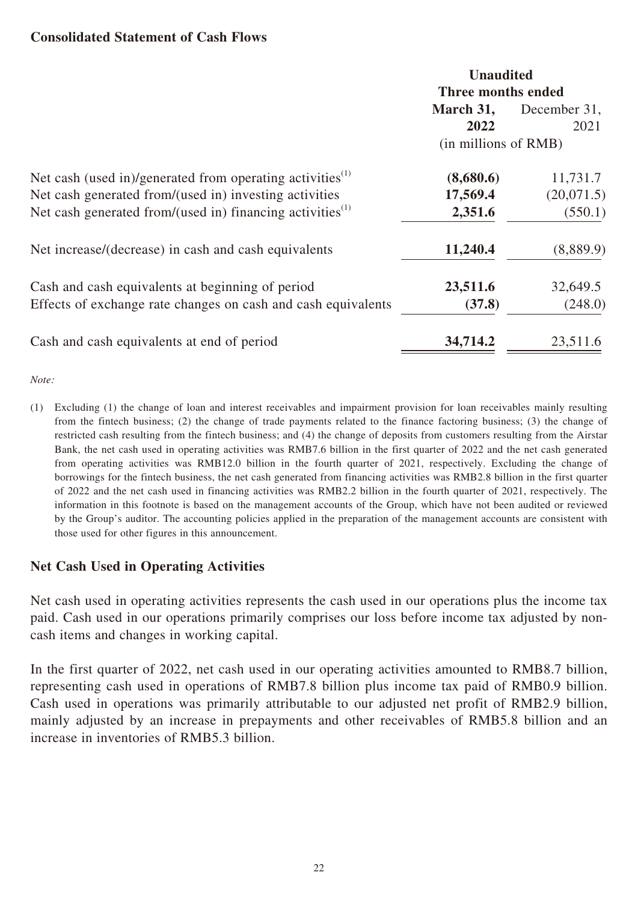### Consolidated Statement of Cash Flows

| | Unaudited | |
|---|---|---|
| | Three months ended | |
| | **March 31, 2022** | December 31, 2021 |
| | (in millions of RMB) | |
| Net cash (used in)/generated from operating activities[(1)] | **(8,680.6)** | 11,731.7 |
| Net cash generated from/(used in) investing activities | **17,569.4** | (20,071.5) |
| Net cash generated from/(used in) financing activities[(1)] | **2,351.6** | (550.1) |
| Net increase/(decrease) in cash and cash equivalents | **11,240.4** | (8,889.9) |
| Cash and cash equivalents at beginning of period | **23,511.6** | 32,649.5 |
| Effects of exchange rate changes on cash and cash equivalents | **(37.8)** | (248.0) |
| Cash and cash equivalents at end of period | **34,714.2** | 23,511.6 |

*Note:*

(1) Excluding (1) the change of loan and interest receivables and impairment provision for loan receivables mainly resulting from the fintech business; (2) the change of trade payments related to the finance factoring business; (3) the change of restricted cash resulting from the fintech business; and (4) the change of deposits from customers resulting from the Airstar Bank, the net cash used in operating activities was RMB7.6 billion in the first quarter of 2022 and the net cash generated from operating activities was RMB12.0 billion in the fourth quarter of 2021, respectively. Excluding the change of borrowings for the fintech business, the net cash generated from financing activities was RMB2.8 billion in the first quarter of 2022 and the net cash used in financing activities was RMB2.2 billion in the fourth quarter of 2021, respectively. The information in this footnote is based on the management accounts of the Group, which have not been audited or reviewed by the Group's auditor. The accounting policies applied in the preparation of the management accounts are consistent with those used for other figures in this announcement.

### Net Cash Used in Operating Activities

Net cash used in operating activities represents the cash used in our operations plus the income tax paid. Cash used in our operations primarily comprises our loss before income tax adjusted by non-cash items and changes in working capital.

In the first quarter of 2022, net cash used in our operating activities amounted to RMB8.7 billion, representing cash used in operations of RMB7.8 billion plus income tax paid of RMB0.9 billion. Cash used in operations was primarily attributable to our adjusted net profit of RMB2.9 billion, mainly adjusted by an increase in prepayments and other receivables of RMB5.8 billion and an increase in inventories of RMB5.3 billion.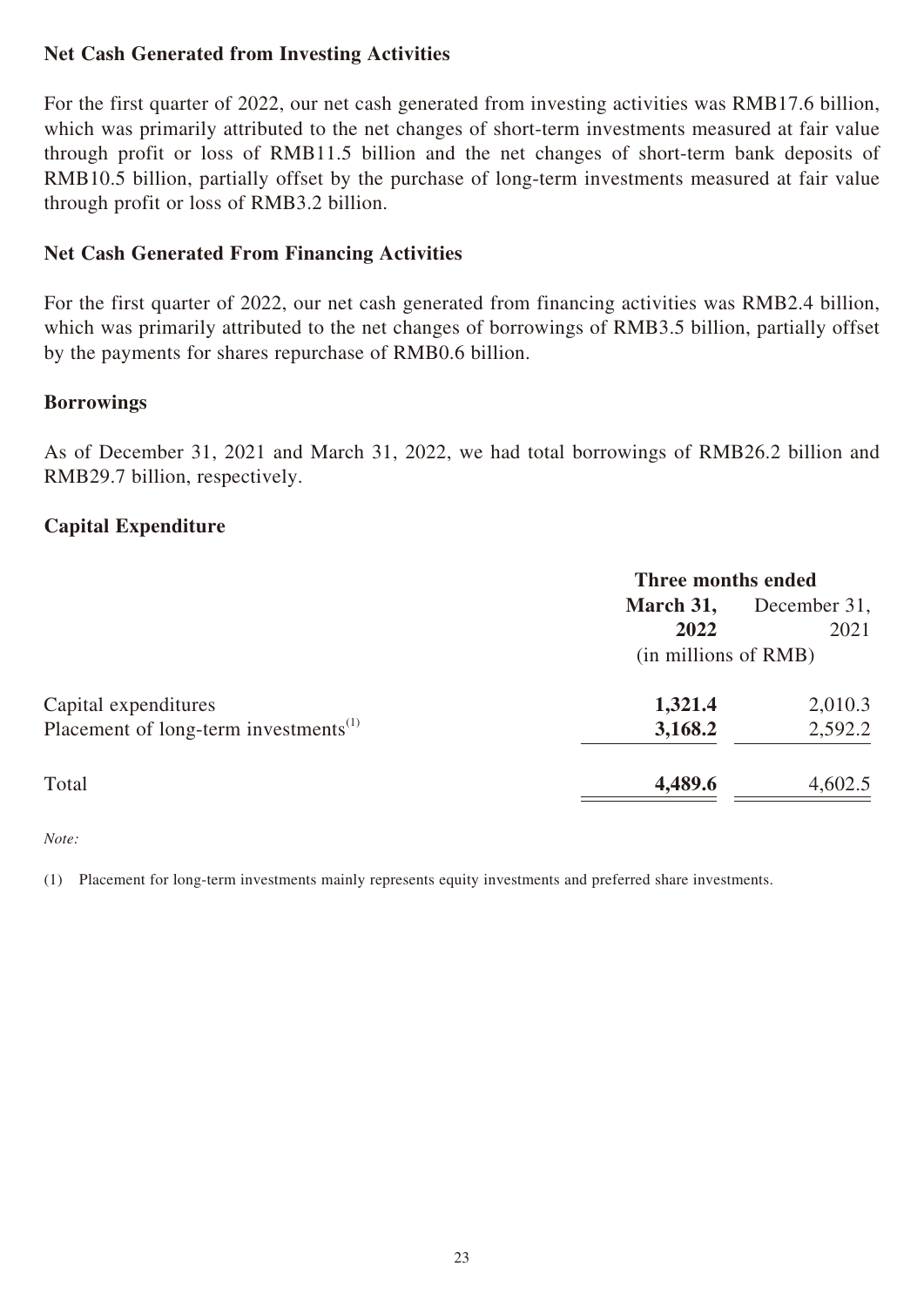### Net Cash Generated from Investing Activities

For the first quarter of 2022, our net cash generated from investing activities was RMB17.6 billion, which was primarily attributed to the net changes of short-term investments measured at fair value through profit or loss of RMB11.5 billion and the net changes of short-term bank deposits of RMB10.5 billion, partially offset by the purchase of long-term investments measured at fair value through profit or loss of RMB3.2 billion.

### Net Cash Generated From Financing Activities

For the first quarter of 2022, our net cash generated from financing activities was RMB2.4 billion, which was primarily attributed to the net changes of borrowings of RMB3.5 billion, partially offset by the payments for shares repurchase of RMB0.6 billion.

### Borrowings

As of December 31, 2021 and March 31, 2022, we had total borrowings of RMB26.2 billion and RMB29.7 billion, respectively.

### Capital Expenditure

| | Three months ended | |
|---|---|---|
| | **March 31, 2022** | December 31, 2021 |
| | (in millions of RMB) | |
| Capital expenditures | **1,321.4** | 2,010.3 |
| Placement of long-term investments[1] | **3,168.2** | 2,592.2 |
| Total | **4,489.6** | 4,602.5 |

*Note:*

(1) Placement for long-term investments mainly represents equity investments and preferred share investments.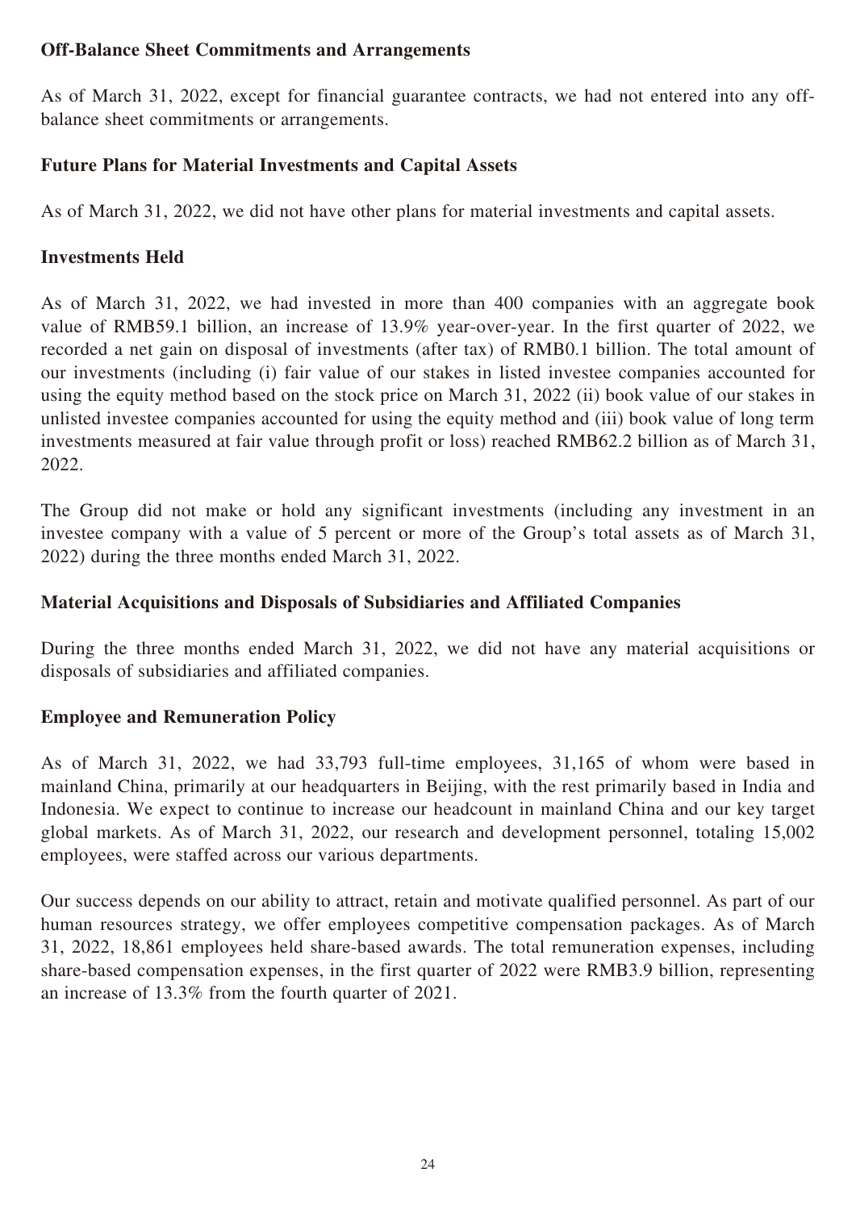**Off-Balance Sheet Commitments and Arrangements**

As of March 31, 2022, except for financial guarantee contracts, we had not entered into any off-balance sheet commitments or arrangements.

**Future Plans for Material Investments and Capital Assets**

As of March 31, 2022, we did not have other plans for material investments and capital assets.

**Investments Held**

As of March 31, 2022, we had invested in more than 400 companies with an aggregate book value of RMB59.1 billion, an increase of 13.9% year-over-year. In the first quarter of 2022, we recorded a net gain on disposal of investments (after tax) of RMB0.1 billion. The total amount of our investments (including (i) fair value of our stakes in listed investee companies accounted for using the equity method based on the stock price on March 31, 2022 (ii) book value of our stakes in unlisted investee companies accounted for using the equity method and (iii) book value of long term investments measured at fair value through profit or loss) reached RMB62.2 billion as of March 31, 2022.

The Group did not make or hold any significant investments (including any investment in an investee company with a value of 5 percent or more of the Group's total assets as of March 31, 2022) during the three months ended March 31, 2022.

**Material Acquisitions and Disposals of Subsidiaries and Affiliated Companies**

During the three months ended March 31, 2022, we did not have any material acquisitions or disposals of subsidiaries and affiliated companies.

**Employee and Remuneration Policy**

As of March 31, 2022, we had 33,793 full-time employees, 31,165 of whom were based in mainland China, primarily at our headquarters in Beijing, with the rest primarily based in India and Indonesia. We expect to continue to increase our headcount in mainland China and our key target global markets. As of March 31, 2022, our research and development personnel, totaling 15,002 employees, were staffed across our various departments.

Our success depends on our ability to attract, retain and motivate qualified personnel. As part of our human resources strategy, we offer employees competitive compensation packages. As of March 31, 2022, 18,861 employees held share-based awards. The total remuneration expenses, including share-based compensation expenses, in the first quarter of 2022 were RMB3.9 billion, representing an increase of 13.3% from the fourth quarter of 2021.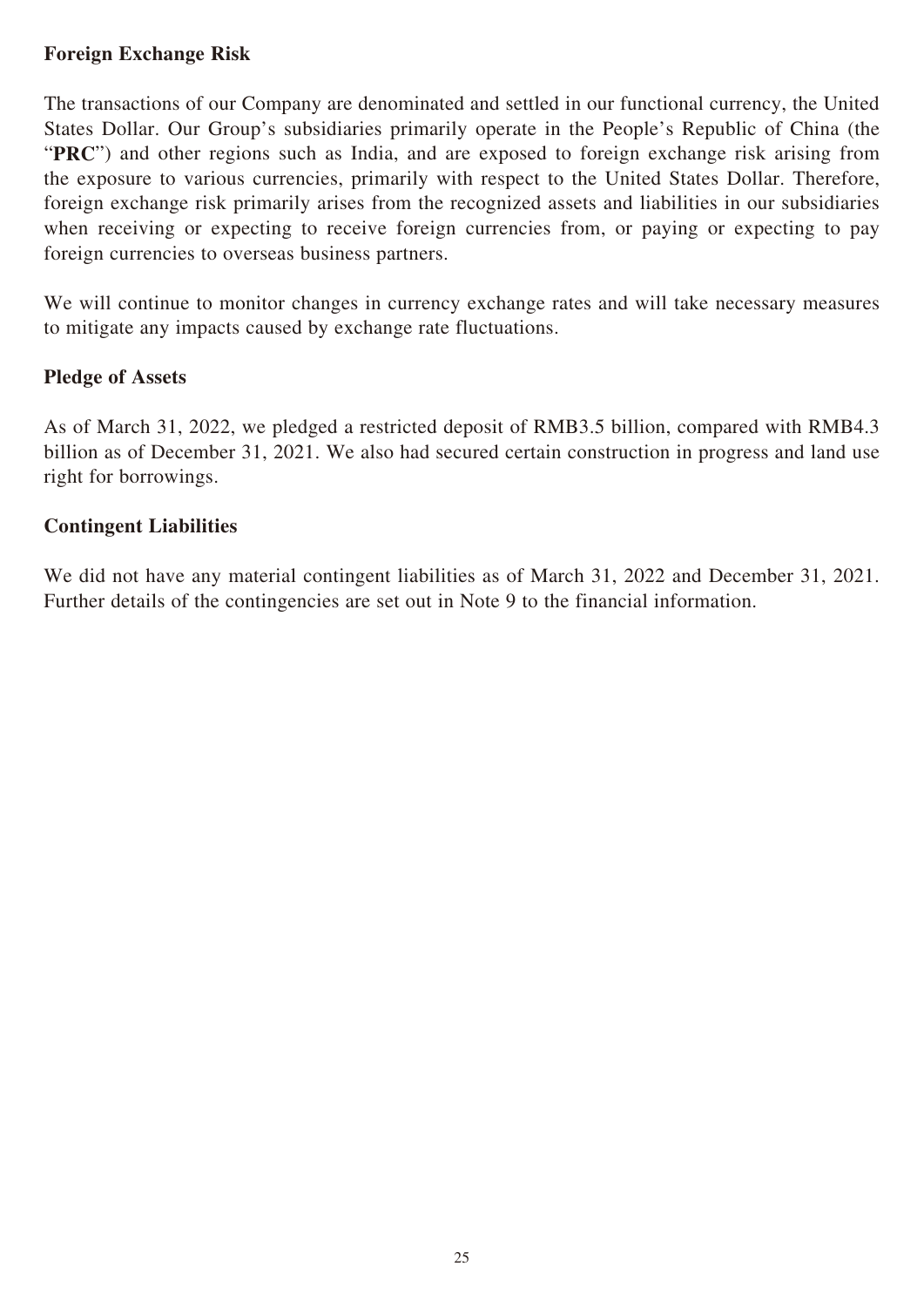### Foreign Exchange Risk

The transactions of our Company are denominated and settled in our functional currency, the United States Dollar. Our Group's subsidiaries primarily operate in the People's Republic of China (the "**PRC**") and other regions such as India, and are exposed to foreign exchange risk arising from the exposure to various currencies, primarily with respect to the United States Dollar. Therefore, foreign exchange risk primarily arises from the recognized assets and liabilities in our subsidiaries when receiving or expecting to receive foreign currencies from, or paying or expecting to pay foreign currencies to overseas business partners.

We will continue to monitor changes in currency exchange rates and will take necessary measures to mitigate any impacts caused by exchange rate fluctuations.

### Pledge of Assets

As of March 31, 2022, we pledged a restricted deposit of RMB3.5 billion, compared with RMB4.3 billion as of December 31, 2021. We also had secured certain construction in progress and land use right for borrowings.

### Contingent Liabilities

We did not have any material contingent liabilities as of March 31, 2022 and December 31, 2021. Further details of the contingencies are set out in Note 9 to the financial information.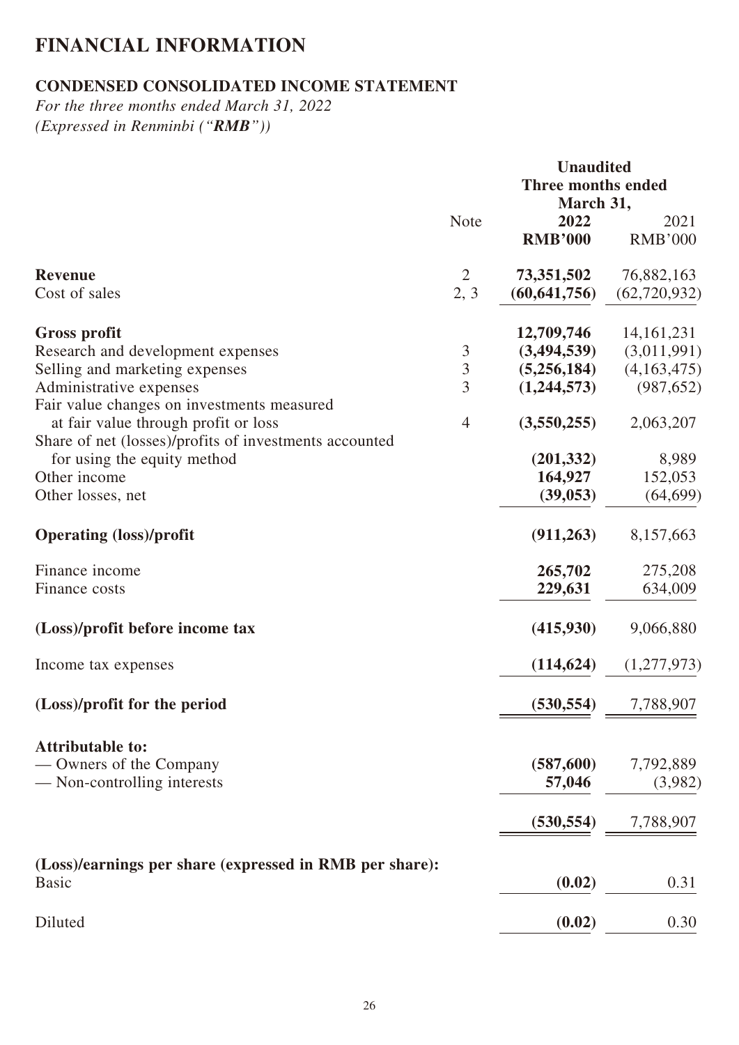# FINANCIAL INFORMATION

## CONDENSED CONSOLIDATED INCOME STATEMENT

*For the three months ended March 31, 2022*
*(Expressed in Renminbi ("RMB"))*

| | Note | Unaudited Three months ended March 31, 2022 RMB'000 | 2021 RMB'000 |
|---|---|---|---|
| **Revenue** | 2 | **73,351,502** | 76,882,163 |
| Cost of sales | 2, 3 | **(60,641,756)** | (62,720,932) |
| **Gross profit** | | **12,709,746** | 14,161,231 |
| Research and development expenses | 3 | **(3,494,539)** | (3,011,991) |
| Selling and marketing expenses | 3 | **(5,256,184)** | (4,163,475) |
| Administrative expenses | 3 | **(1,244,573)** | (987,652) |
| Fair value changes on investments measured at fair value through profit or loss | 4 | **(3,550,255)** | 2,063,207 |
| Share of net (losses)/profits of investments accounted for using the equity method | | **(201,332)** | 8,989 |
| Other income | | **164,927** | 152,053 |
| Other losses, net | | **(39,053)** | (64,699) |
| **Operating (loss)/profit** | | **(911,263)** | 8,157,663 |
| Finance income | | **265,702** | 275,208 |
| Finance costs | | **229,631** | 634,009 |
| **(Loss)/profit before income tax** | | **(415,930)** | 9,066,880 |
| Income tax expenses | | **(114,624)** | (1,277,973) |
| **(Loss)/profit for the period** | | **(530,554)** | 7,788,907 |
| **Attributable to:** | | | |
| — Owners of the Company | | **(587,600)** | 7,792,889 |
| — Non-controlling interests | | **57,046** | (3,982) |
| | | **(530,554)** | 7,788,907 |
| **(Loss)/earnings per share (expressed in RMB per share):** | | | |
| Basic | | **(0.02)** | 0.31 |
| Diluted | | **(0.02)** | 0.30 |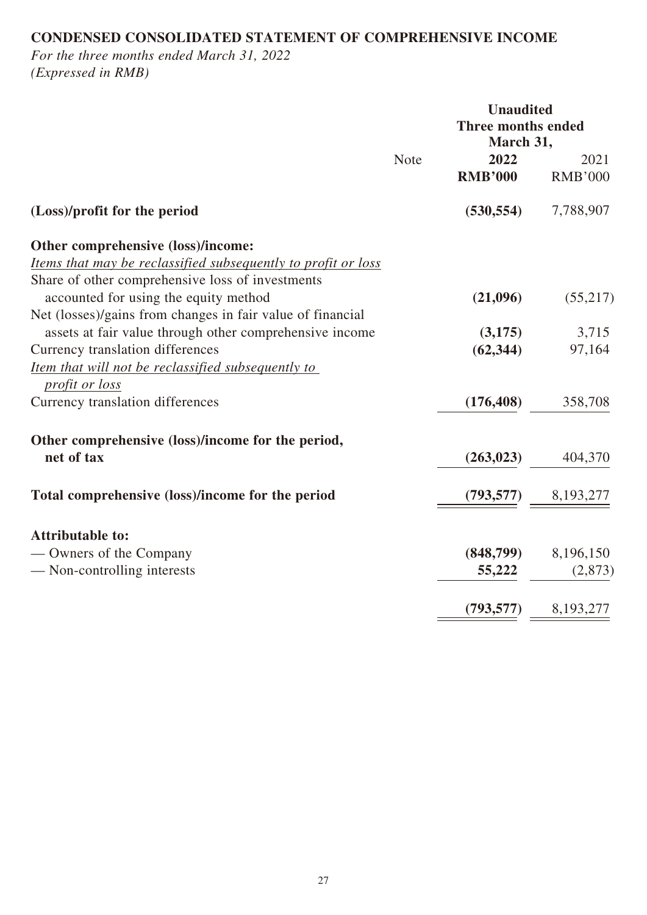**CONDENSED CONSOLIDATED STATEMENT OF COMPREHENSIVE INCOME**

*For the three months ended March 31, 2022*
*(Expressed in RMB)*

| | Note | Unaudited Three months ended March 31, 2022 RMB'000 | 2021 RMB'000 |
|---|---|---|---|
| **(Loss)/profit for the period** | | **(530,554)** | 7,788,907 |
| **Other comprehensive (loss)/income:** | | | |
| *Items that may be reclassified subsequently to profit or loss* | | | |
| Share of other comprehensive loss of investments accounted for using the equity method | | **(21,096)** | (55,217) |
| Net (losses)/gains from changes in fair value of financial assets at fair value through other comprehensive income | | **(3,175)** | 3,715 |
| Currency translation differences | | **(62,344)** | 97,164 |
| *Item that will not be reclassified subsequently to profit or loss* | | | |
| Currency translation differences | | **(176,408)** | 358,708 |
| **Other comprehensive (loss)/income for the period, net of tax** | | **(263,023)** | 404,370 |
| **Total comprehensive (loss)/income for the period** | | **(793,577)** | 8,193,277 |
| **Attributable to:** | | | |
| — Owners of the Company | | **(848,799)** | 8,196,150 |
| — Non-controlling interests | | **55,222** | (2,873) |
| | | **(793,577)** | 8,193,277 |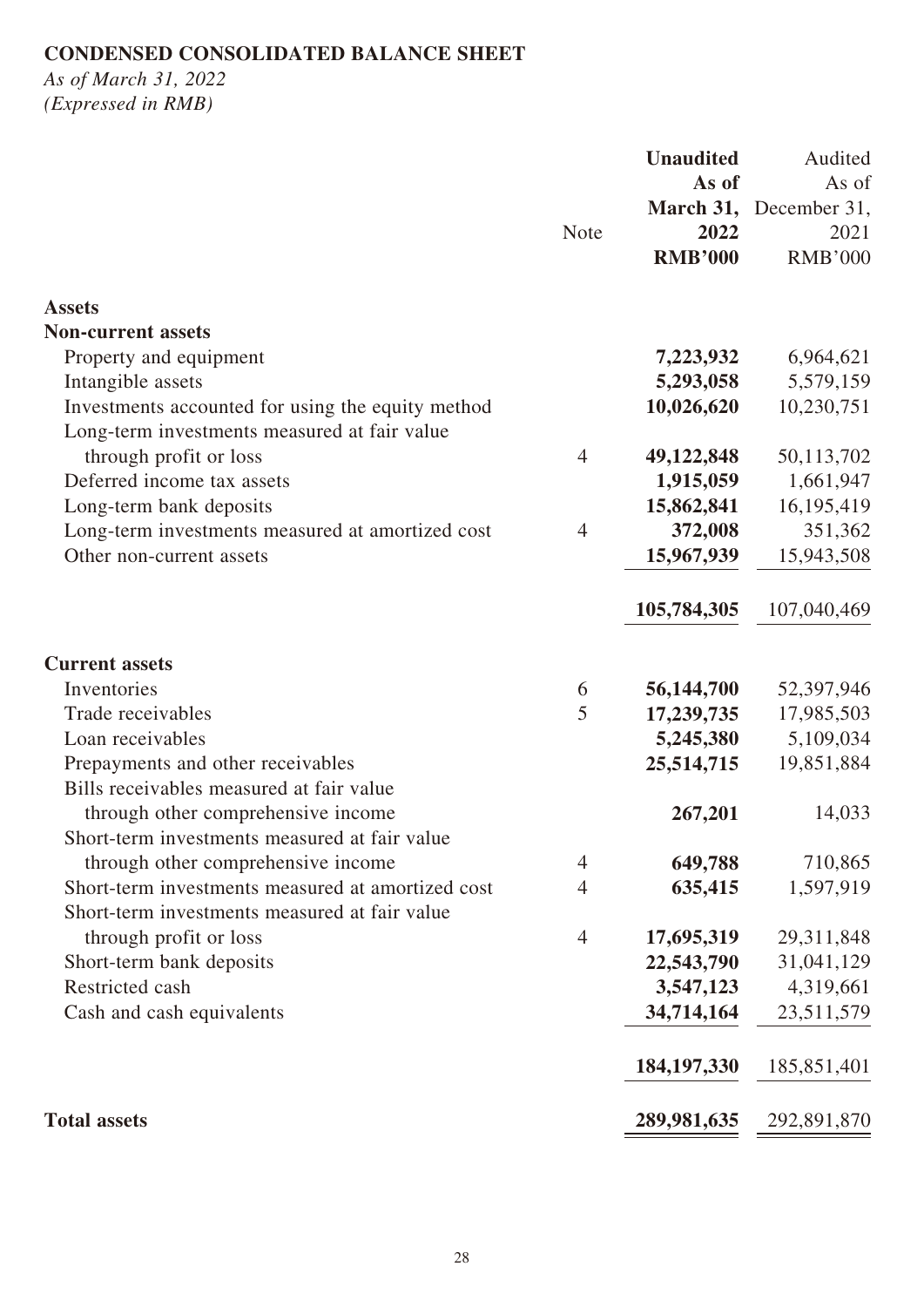# CONDENSED CONSOLIDATED BALANCE SHEET

*As of March 31, 2022*
*(Expressed in RMB)*

| | Note | **Unaudited As of March 31, 2022 RMB'000** | Audited As of December 31, 2021 RMB'000 |
|---|---|---|---|
| **Assets** | | | |
| **Non-current assets** | | | |
| Property and equipment | | **7,223,932** | 6,964,621 |
| Intangible assets | | **5,293,058** | 5,579,159 |
| Investments accounted for using the equity method | | **10,026,620** | 10,230,751 |
| Long-term investments measured at fair value through profit or loss | 4 | **49,122,848** | 50,113,702 |
| Deferred income tax assets | | **1,915,059** | 1,661,947 |
| Long-term bank deposits | | **15,862,841** | 16,195,419 |
| Long-term investments measured at amortized cost | 4 | **372,008** | 351,362 |
| Other non-current assets | | **15,967,939** | 15,943,508 |
| | | **105,784,305** | 107,040,469 |
| **Current assets** | | | |
| Inventories | 6 | **56,144,700** | 52,397,946 |
| Trade receivables | 5 | **17,239,735** | 17,985,503 |
| Loan receivables | | **5,245,380** | 5,109,034 |
| Prepayments and other receivables | | **25,514,715** | 19,851,884 |
| Bills receivables measured at fair value through other comprehensive income | | **267,201** | 14,033 |
| Short-term investments measured at fair value through other comprehensive income | 4 | **649,788** | 710,865 |
| Short-term investments measured at amortized cost | 4 | **635,415** | 1,597,919 |
| Short-term investments measured at fair value through profit or loss | 4 | **17,695,319** | 29,311,848 |
| Short-term bank deposits | | **22,543,790** | 31,041,129 |
| Restricted cash | | **3,547,123** | 4,319,661 |
| Cash and cash equivalents | | **34,714,164** | 23,511,579 |
| | | **184,197,330** | 185,851,401 |
| **Total assets** | | **289,981,635** | 292,891,870 |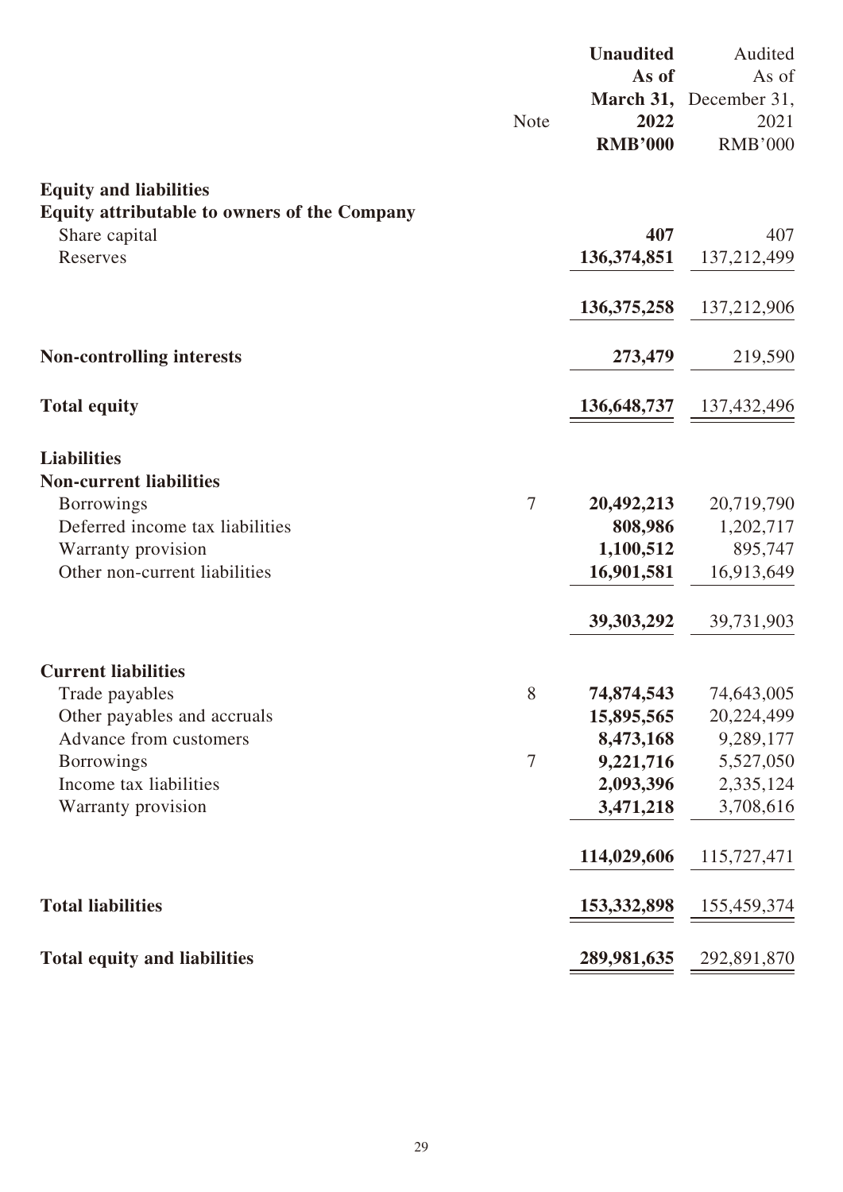| | Note | Unaudited As of March 31, 2022 RMB'000 | Audited As of December 31, 2021 RMB'000 |
|---|---|---|---|
| **Equity and liabilities** | | | |
| **Equity attributable to owners of the Company** | | | |
| Share capital | | **407** | 407 |
| Reserves | | **136,374,851** | 137,212,499 |
| | | **136,375,258** | 137,212,906 |
| **Non-controlling interests** | | **273,479** | 219,590 |
| **Total equity** | | **136,648,737** | 137,432,496 |
| **Liabilities** | | | |
| **Non-current liabilities** | | | |
| Borrowings | 7 | **20,492,213** | 20,719,790 |
| Deferred income tax liabilities | | **808,986** | 1,202,717 |
| Warranty provision | | **1,100,512** | 895,747 |
| Other non-current liabilities | | **16,901,581** | 16,913,649 |
| | | **39,303,292** | 39,731,903 |
| **Current liabilities** | | | |
| Trade payables | 8 | **74,874,543** | 74,643,005 |
| Other payables and accruals | | **15,895,565** | 20,224,499 |
| Advance from customers | | **8,473,168** | 9,289,177 |
| Borrowings | 7 | **9,221,716** | 5,527,050 |
| Income tax liabilities | | **2,093,396** | 2,335,124 |
| Warranty provision | | **3,471,218** | 3,708,616 |
| | | **114,029,606** | 115,727,471 |
| **Total liabilities** | | **153,332,898** | 155,459,374 |
| **Total equity and liabilities** | | **289,981,635** | 292,891,870 |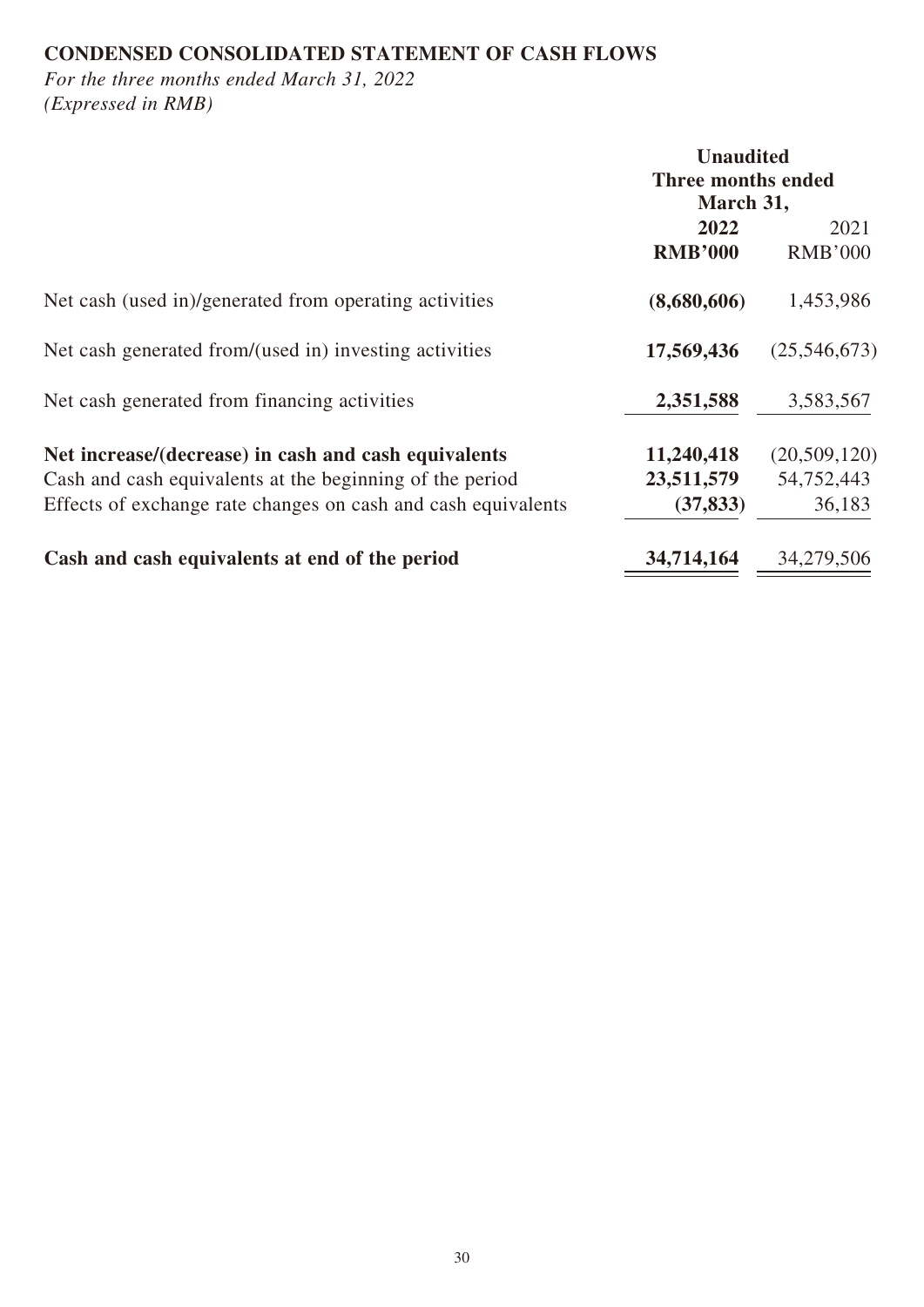**CONDENSED CONSOLIDATED STATEMENT OF CASH FLOWS**

*For the three months ended March 31, 2022*
*(Expressed in RMB)*

| | **Unaudited** | |
|---|---|---|
| | **Three months ended March 31,** | |
| | **2022** | 2021 |
| | **RMB'000** | RMB'000 |
| Net cash (used in)/generated from operating activities | **(8,680,606)** | 1,453,986 |
| Net cash generated from/(used in) investing activities | **17,569,436** | (25,546,673) |
| Net cash generated from financing activities | **2,351,588** | 3,583,567 |
| **Net increase/(decrease) in cash and cash equivalents** | **11,240,418** | (20,509,120) |
| Cash and cash equivalents at the beginning of the period | **23,511,579** | 54,752,443 |
| Effects of exchange rate changes on cash and cash equivalents | **(37,833)** | 36,183 |
| **Cash and cash equivalents at end of the period** | **34,714,164** | 34,279,506 |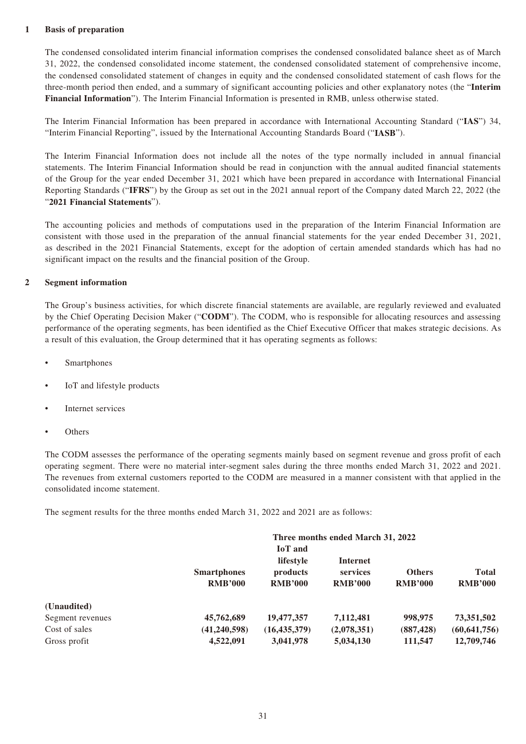## 1 Basis of preparation

The condensed consolidated interim financial information comprises the condensed consolidated balance sheet as of March 31, 2022, the condensed consolidated income statement, the condensed consolidated statement of comprehensive income, the condensed consolidated statement of changes in equity and the condensed consolidated statement of cash flows for the three-month period then ended, and a summary of significant accounting policies and other explanatory notes (the "**Interim Financial Information**"). The Interim Financial Information is presented in RMB, unless otherwise stated.

The Interim Financial Information has been prepared in accordance with International Accounting Standard ("**IAS**") 34, "Interim Financial Reporting", issued by the International Accounting Standards Board ("**IASB**").

The Interim Financial Information does not include all the notes of the type normally included in annual financial statements. The Interim Financial Information should be read in conjunction with the annual audited financial statements of the Group for the year ended December 31, 2021 which have been prepared in accordance with International Financial Reporting Standards ("**IFRS**") by the Group as set out in the 2021 annual report of the Company dated March 22, 2022 (the "**2021 Financial Statements**").

The accounting policies and methods of computations used in the preparation of the Interim Financial Information are consistent with those used in the preparation of the annual financial statements for the year ended December 31, 2021, as described in the 2021 Financial Statements, except for the adoption of certain amended standards which has had no significant impact on the results and the financial position of the Group.

## 2 Segment information

The Group's business activities, for which discrete financial statements are available, are regularly reviewed and evaluated by the Chief Operating Decision Maker ("**CODM**"). The CODM, who is responsible for allocating resources and assessing performance of the operating segments, has been identified as the Chief Executive Officer that makes strategic decisions. As a result of this evaluation, the Group determined that it has operating segments as follows:

- Smartphones
- IoT and lifestyle products
- Internet services
- Others

The CODM assesses the performance of the operating segments mainly based on segment revenue and gross profit of each operating segment. There were no material inter-segment sales during the three months ended March 31, 2022 and 2021. The revenues from external customers reported to the CODM are measured in a manner consistent with that applied in the consolidated income statement.

The segment results for the three months ended March 31, 2022 and 2021 are as follows:

| | **Three months ended March 31, 2022** | | | | |
|---|---|---|---|---|---|
| | **Smartphones RMB'000** | **IoT and lifestyle products RMB'000** | **Internet services RMB'000** | **Others RMB'000** | **Total RMB'000** |
| **(Unaudited)** | | | | | |
| Segment revenues | **45,762,689** | **19,477,357** | **7,112,481** | **998,975** | **73,351,502** |
| Cost of sales | **(41,240,598)** | **(16,435,379)** | **(2,078,351)** | **(887,428)** | **(60,641,756)** |
| Gross profit | **4,522,091** | **3,041,978** | **5,034,130** | **111,547** | **12,709,746** |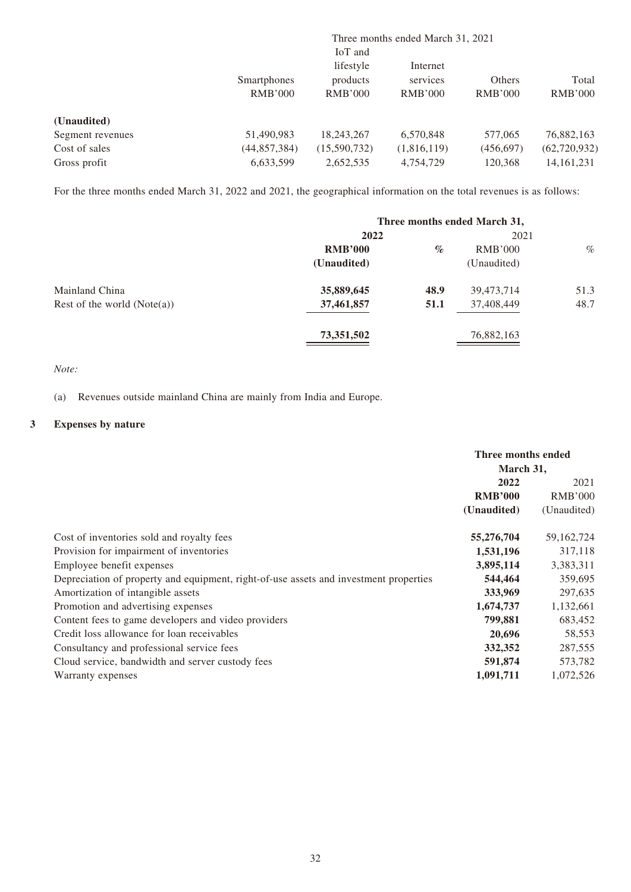| | Three months ended March 31, 2021 | | | | |
|---|---|---|---|---|---|
| | Smartphones | IoT and lifestyle products | Internet services | Others | Total |
| | RMB'000 | RMB'000 | RMB'000 | RMB'000 | RMB'000 |
| **(Unaudited)** | | | | | |
| Segment revenues | 51,490,983 | 18,243,267 | 6,570,848 | 577,065 | 76,882,163 |
| Cost of sales | (44,857,384) | (15,590,732) | (1,816,119) | (456,697) | (62,720,932) |
| Gross profit | 6,633,599 | 2,652,535 | 4,754,729 | 120,368 | 14,161,231 |

For the three months ended March 31, 2022 and 2021, the geographical information on the total revenues is as follows:

| | Three months ended March 31, | | | |
|---|---|---|---|---|
| | **2022** | | 2021 | |
| | **RMB'000** | **%** | RMB'000 | % |
| | **(Unaudited)** | | (Unaudited) | |
| Mainland China | **35,889,645** | **48.9** | 39,473,714 | 51.3 |
| Rest of the world (Note(a)) | **37,461,857** | **51.1** | 37,408,449 | 48.7 |
| | **73,351,502** | | 76,882,163 | |

*Note:*

(a) Revenues outside mainland China are mainly from India and Europe.

## 3 Expenses by nature

| | Three months ended March 31, | |
|---|---|---|
| | **2022** | 2021 |
| | **RMB'000** | RMB'000 |
| | **(Unaudited)** | (Unaudited) |
| Cost of inventories sold and royalty fees | **55,276,704** | 59,162,724 |
| Provision for impairment of inventories | **1,531,196** | 317,118 |
| Employee benefit expenses | **3,895,114** | 3,383,311 |
| Depreciation of property and equipment, right-of-use assets and investment properties | **544,464** | 359,695 |
| Amortization of intangible assets | **333,969** | 297,635 |
| Promotion and advertising expenses | **1,674,737** | 1,132,661 |
| Content fees to game developers and video providers | **799,881** | 683,452 |
| Credit loss allowance for loan receivables | **20,696** | 58,553 |
| Consultancy and professional service fees | **332,352** | 287,555 |
| Cloud service, bandwidth and server custody fees | **591,874** | 573,782 |
| Warranty expenses | **1,091,711** | 1,072,526 |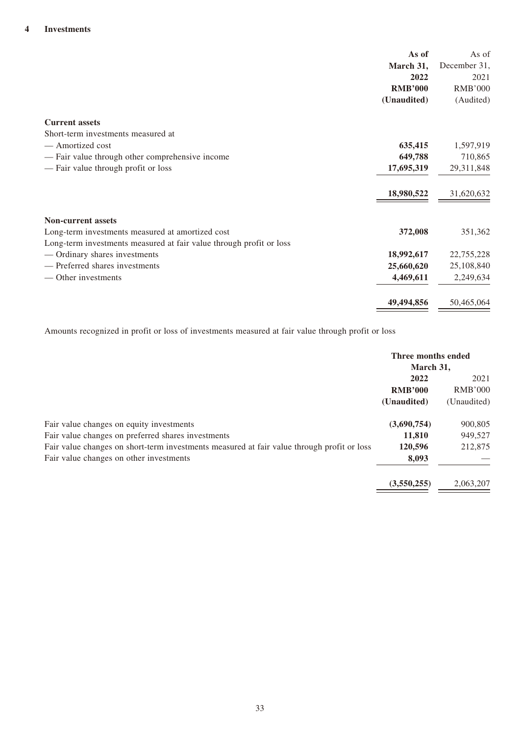## 4 Investments

| | As of March 31, 2022 RMB'000 (Unaudited) | As of December 31, 2021 RMB'000 (Audited) |
|---|---|---|
| **Current assets** | | |
| Short-term investments measured at | | |
| — Amortized cost | **635,415** | 1,597,919 |
| — Fair value through other comprehensive income | **649,788** | 710,865 |
| — Fair value through profit or loss | **17,695,319** | 29,311,848 |
| | **18,980,522** | 31,620,632 |
| **Non-current assets** | | |
| Long-term investments measured at amortized cost | **372,008** | 351,362 |
| Long-term investments measured at fair value through profit or loss | | |
| — Ordinary shares investments | **18,992,617** | 22,755,228 |
| — Preferred shares investments | **25,660,620** | 25,108,840 |
| — Other investments | **4,469,611** | 2,249,634 |
| | **49,494,856** | 50,465,064 |

Amounts recognized in profit or loss of investments measured at fair value through profit or loss

| | Three months ended March 31, | |
|---|---|---|
| | **2022 RMB'000 (Unaudited)** | 2021 RMB'000 (Unaudited) |
| Fair value changes on equity investments | **(3,690,754)** | 900,805 |
| Fair value changes on preferred shares investments | **11,810** | 949,527 |
| Fair value changes on short-term investments measured at fair value through profit or loss | **120,596** | 212,875 |
| Fair value changes on other investments | **8,093** | — |
| | **(3,550,255)** | 2,063,207 |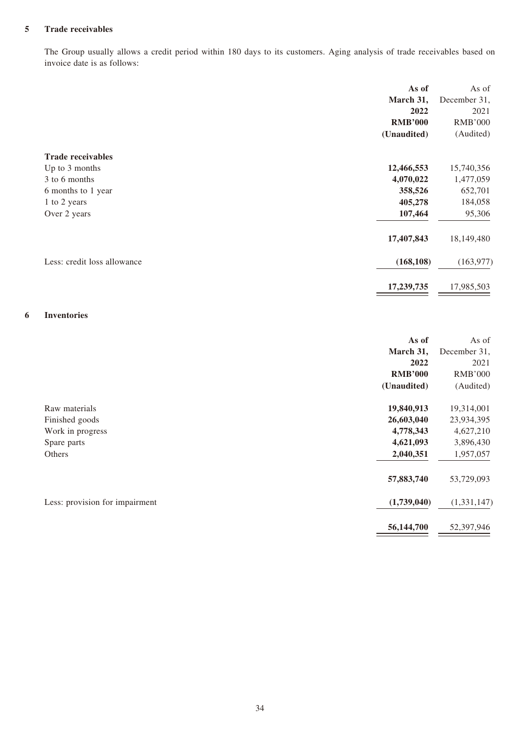## 5 Trade receivables

The Group usually allows a credit period within 180 days to its customers. Aging analysis of trade receivables based on invoice date is as follows:

| | **As of March 31, 2022 RMB'000 (Unaudited)** | As of December 31, 2021 RMB'000 (Audited) |
|---|---|---|
| **Trade receivables** | | |
| Up to 3 months | **12,466,553** | 15,740,356 |
| 3 to 6 months | **4,070,022** | 1,477,059 |
| 6 months to 1 year | **358,526** | 652,701 |
| 1 to 2 years | **405,278** | 184,058 |
| Over 2 years | **107,464** | 95,306 |
| | **17,407,843** | 18,149,480 |
| Less: credit loss allowance | **(168,108)** | (163,977) |
| | **17,239,735** | 17,985,503 |

## 6 Inventories

| | **As of March 31, 2022 RMB'000 (Unaudited)** | As of December 31, 2021 RMB'000 (Audited) |
|---|---|---|
| Raw materials | **19,840,913** | 19,314,001 |
| Finished goods | **26,603,040** | 23,934,395 |
| Work in progress | **4,778,343** | 4,627,210 |
| Spare parts | **4,621,093** | 3,896,430 |
| Others | **2,040,351** | 1,957,057 |
| | **57,883,740** | 53,729,093 |
| Less: provision for impairment | **(1,739,040)** | (1,331,147) |
| | **56,144,700** | 52,397,946 |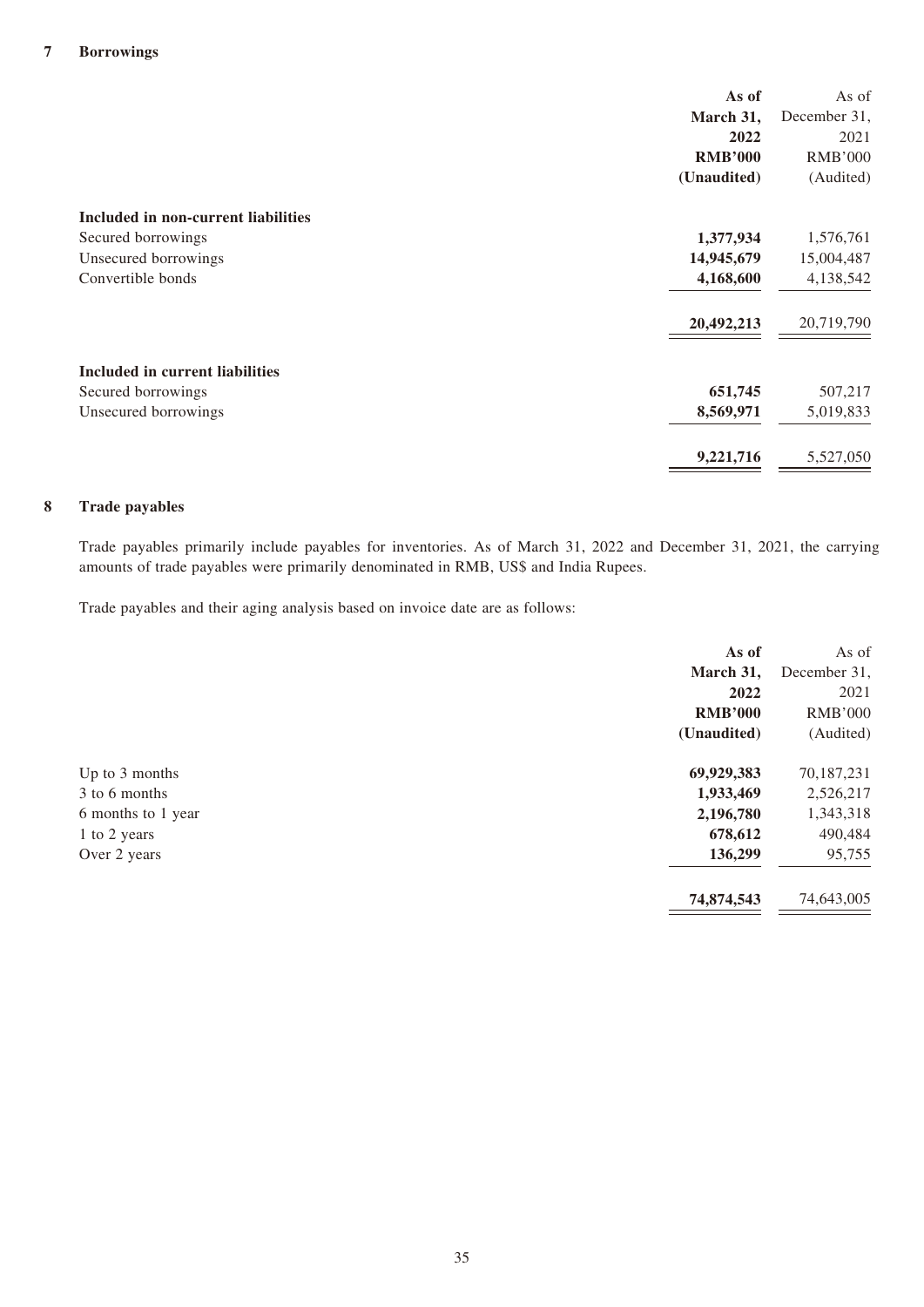## 7 Borrowings

| | As of March 31, 2022 RMB'000 (Unaudited) | As of December 31, 2021 RMB'000 (Audited) |
|---|---|---|
| **Included in non-current liabilities** | | |
| Secured borrowings | **1,377,934** | 1,576,761 |
| Unsecured borrowings | **14,945,679** | 15,004,487 |
| Convertible bonds | **4,168,600** | 4,138,542 |
| | **20,492,213** | 20,719,790 |
| **Included in current liabilities** | | |
| Secured borrowings | **651,745** | 507,217 |
| Unsecured borrowings | **8,569,971** | 5,019,833 |
| | **9,221,716** | 5,527,050 |

## 8 Trade payables

Trade payables primarily include payables for inventories. As of March 31, 2022 and December 31, 2021, the carrying amounts of trade payables were primarily denominated in RMB, US$ and India Rupees.

Trade payables and their aging analysis based on invoice date are as follows:

| | As of March 31, 2022 RMB'000 (Unaudited) | As of December 31, 2021 RMB'000 (Audited) |
|---|---|---|
| Up to 3 months | **69,929,383** | 70,187,231 |
| 3 to 6 months | **1,933,469** | 2,526,217 |
| 6 months to 1 year | **2,196,780** | 1,343,318 |
| 1 to 2 years | **678,612** | 490,484 |
| Over 2 years | **136,299** | 95,755 |
| | **74,874,543** | 74,643,005 |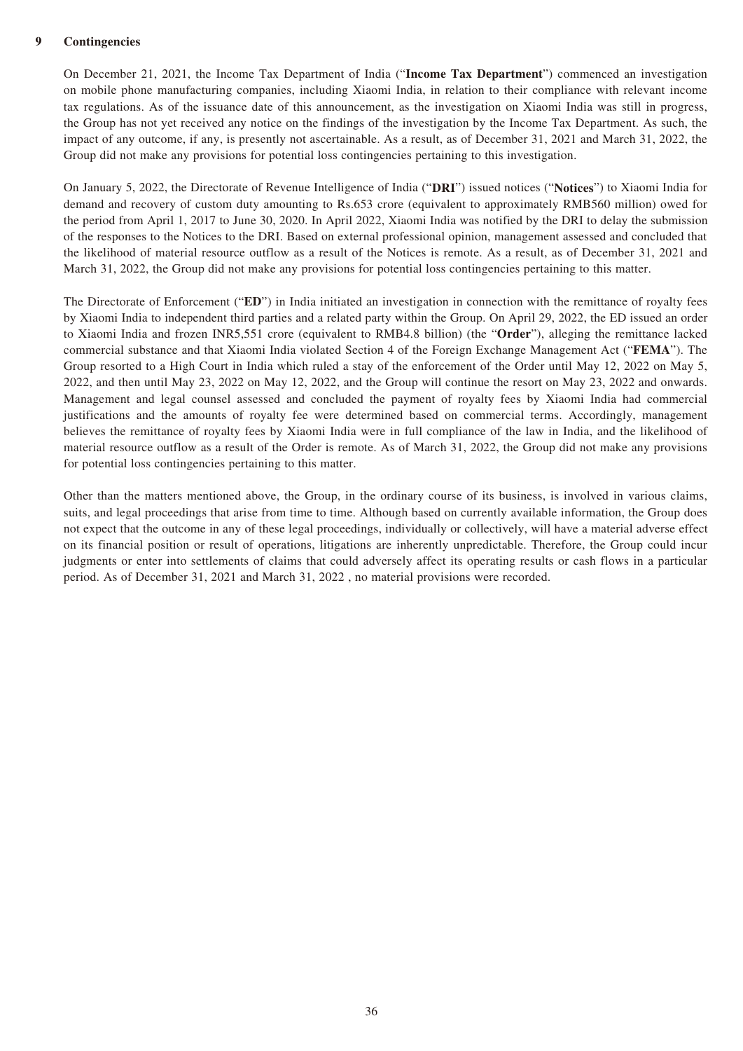## 9 Contingencies

On December 21, 2021, the Income Tax Department of India ("**Income Tax Department**") commenced an investigation on mobile phone manufacturing companies, including Xiaomi India, in relation to their compliance with relevant income tax regulations. As of the issuance date of this announcement, as the investigation on Xiaomi India was still in progress, the Group has not yet received any notice on the findings of the investigation by the Income Tax Department. As such, the impact of any outcome, if any, is presently not ascertainable. As a result, as of December 31, 2021 and March 31, 2022, the Group did not make any provisions for potential loss contingencies pertaining to this investigation.

On January 5, 2022, the Directorate of Revenue Intelligence of India ("**DRI**") issued notices ("**Notices**") to Xiaomi India for demand and recovery of custom duty amounting to Rs.653 crore (equivalent to approximately RMB560 million) owed for the period from April 1, 2017 to June 30, 2020. In April 2022, Xiaomi India was notified by the DRI to delay the submission of the responses to the Notices to the DRI. Based on external professional opinion, management assessed and concluded that the likelihood of material resource outflow as a result of the Notices is remote. As a result, as of December 31, 2021 and March 31, 2022, the Group did not make any provisions for potential loss contingencies pertaining to this matter.

The Directorate of Enforcement ("**ED**") in India initiated an investigation in connection with the remittance of royalty fees by Xiaomi India to independent third parties and a related party within the Group. On April 29, 2022, the ED issued an order to Xiaomi India and frozen INR5,551 crore (equivalent to RMB4.8 billion) (the "**Order**"), alleging the remittance lacked commercial substance and that Xiaomi India violated Section 4 of the Foreign Exchange Management Act ("**FEMA**"). The Group resorted to a High Court in India which ruled a stay of the enforcement of the Order until May 12, 2022 on May 5, 2022, and then until May 23, 2022 on May 12, 2022, and the Group will continue the resort on May 23, 2022 and onwards. Management and legal counsel assessed and concluded the payment of royalty fees by Xiaomi India had commercial justifications and the amounts of royalty fee were determined based on commercial terms. Accordingly, management believes the remittance of royalty fees by Xiaomi India were in full compliance of the law in India, and the likelihood of material resource outflow as a result of the Order is remote. As of March 31, 2022, the Group did not make any provisions for potential loss contingencies pertaining to this matter.

Other than the matters mentioned above, the Group, in the ordinary course of its business, is involved in various claims, suits, and legal proceedings that arise from time to time. Although based on currently available information, the Group does not expect that the outcome in any of these legal proceedings, individually or collectively, will have a material adverse effect on its financial position or result of operations, litigations are inherently unpredictable. Therefore, the Group could incur judgments or enter into settlements of claims that could adversely affect its operating results or cash flows in a particular period. As of December 31, 2021 and March 31, 2022 , no material provisions were recorded.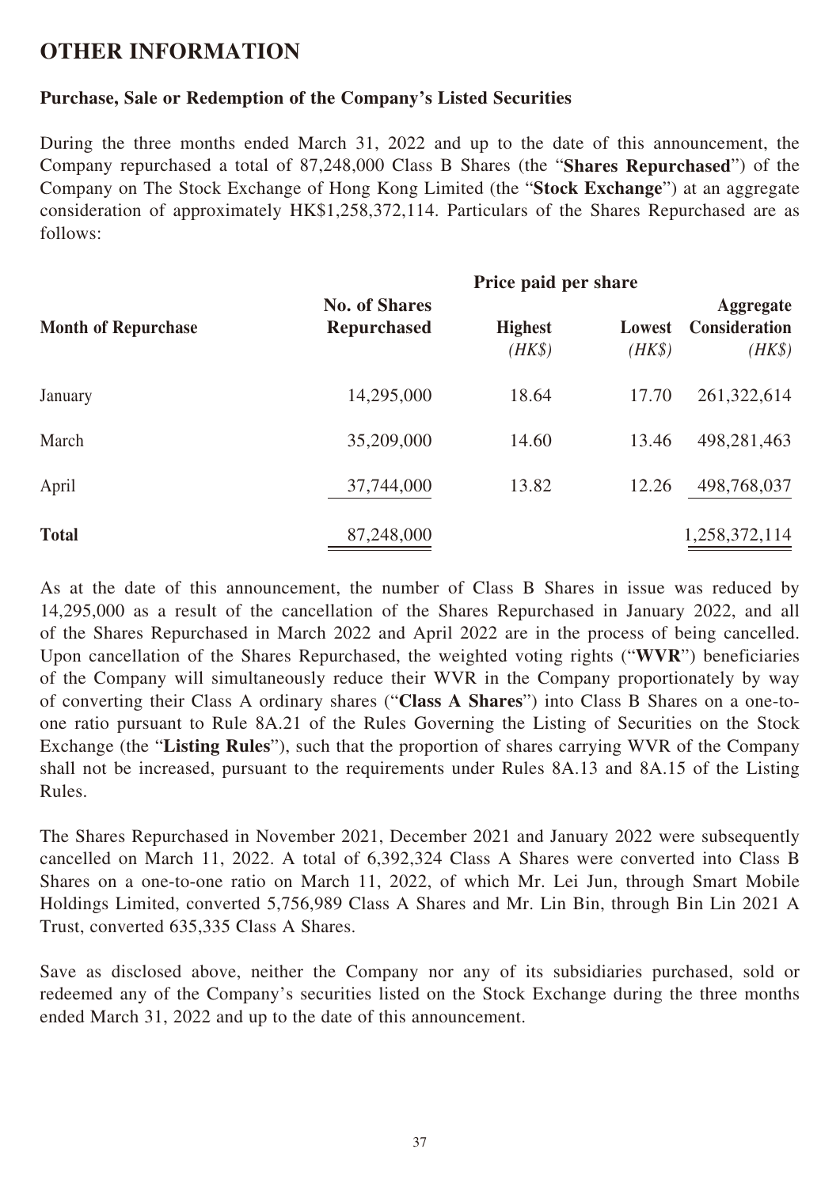# OTHER INFORMATION

### Purchase, Sale or Redemption of the Company's Listed Securities

During the three months ended March 31, 2022 and up to the date of this announcement, the Company repurchased a total of 87,248,000 Class B Shares (the "**Shares Repurchased**") of the Company on The Stock Exchange of Hong Kong Limited (the "**Stock Exchange**") at an aggregate consideration of approximately HK$1,258,372,114. Particulars of the Shares Repurchased are as follows:

| Month of Repurchase | No. of Shares Repurchased | Price paid per share | | Aggregate Consideration |
|---|---|---|---|---|
| | | Highest *(HK$)* | Lowest *(HK$)* | *(HK$)* |
| January | 14,295,000 | 18.64 | 17.70 | 261,322,614 |
| March | 35,209,000 | 14.60 | 13.46 | 498,281,463 |
| April | 37,744,000 | 13.82 | 12.26 | 498,768,037 |
| **Total** | 87,248,000 | | | 1,258,372,114 |

As at the date of this announcement, the number of Class B Shares in issue was reduced by 14,295,000 as a result of the cancellation of the Shares Repurchased in January 2022, and all of the Shares Repurchased in March 2022 and April 2022 are in the process of being cancelled. Upon cancellation of the Shares Repurchased, the weighted voting rights ("**WVR**") beneficiaries of the Company will simultaneously reduce their WVR in the Company proportionately by way of converting their Class A ordinary shares ("**Class A Shares**") into Class B Shares on a one-to-one ratio pursuant to Rule 8A.21 of the Rules Governing the Listing of Securities on the Stock Exchange (the "**Listing Rules**"), such that the proportion of shares carrying WVR of the Company shall not be increased, pursuant to the requirements under Rules 8A.13 and 8A.15 of the Listing Rules.

The Shares Repurchased in November 2021, December 2021 and January 2022 were subsequently cancelled on March 11, 2022. A total of 6,392,324 Class A Shares were converted into Class B Shares on a one-to-one ratio on March 11, 2022, of which Mr. Lei Jun, through Smart Mobile Holdings Limited, converted 5,756,989 Class A Shares and Mr. Lin Bin, through Bin Lin 2021 A Trust, converted 635,335 Class A Shares.

Save as disclosed above, neither the Company nor any of its subsidiaries purchased, sold or redeemed any of the Company's securities listed on the Stock Exchange during the three months ended March 31, 2022 and up to the date of this announcement.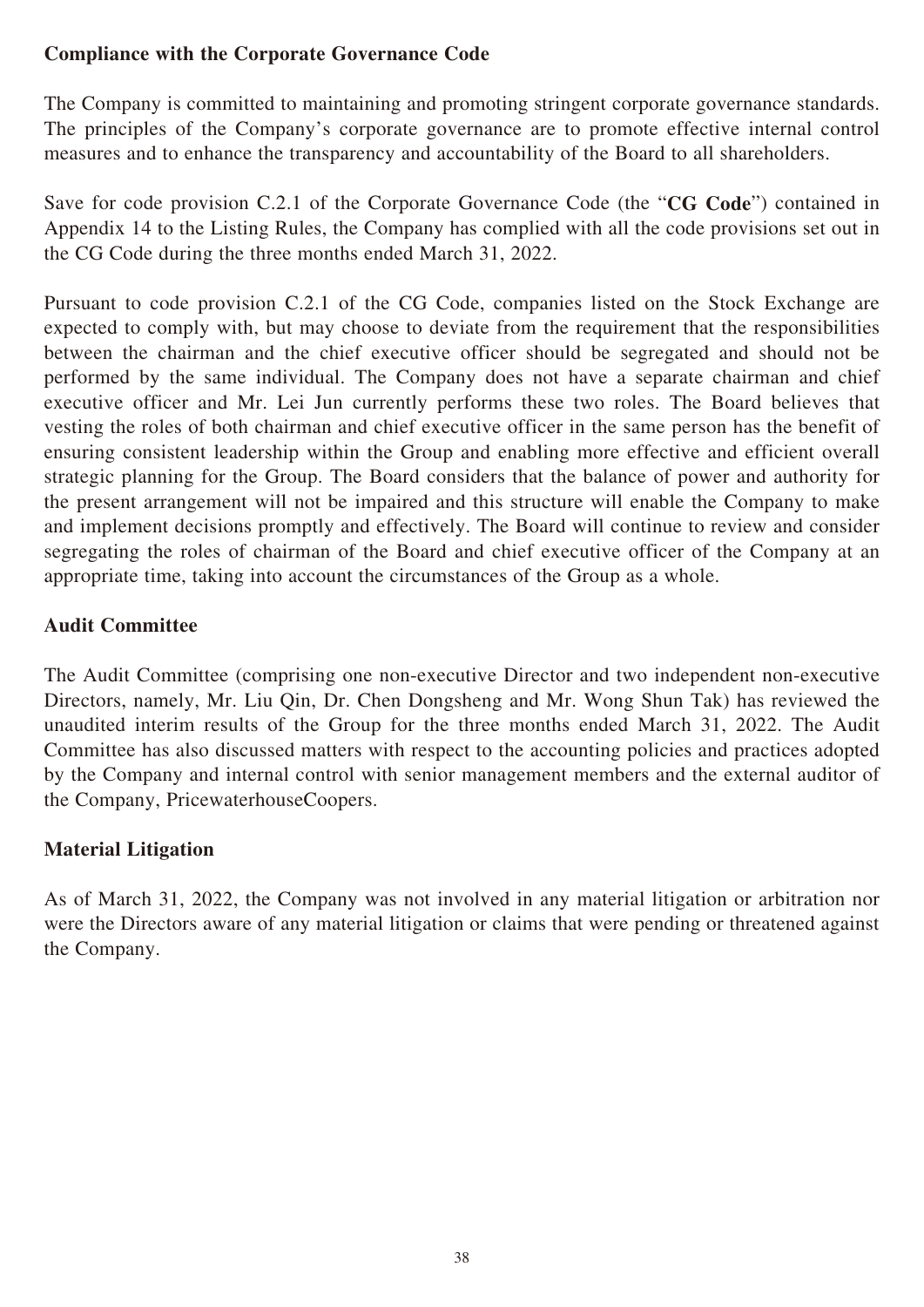## Compliance with the Corporate Governance Code

The Company is committed to maintaining and promoting stringent corporate governance standards. The principles of the Company's corporate governance are to promote effective internal control measures and to enhance the transparency and accountability of the Board to all shareholders.

Save for code provision C.2.1 of the Corporate Governance Code (the "**CG Code**") contained in Appendix 14 to the Listing Rules, the Company has complied with all the code provisions set out in the CG Code during the three months ended March 31, 2022.

Pursuant to code provision C.2.1 of the CG Code, companies listed on the Stock Exchange are expected to comply with, but may choose to deviate from the requirement that the responsibilities between the chairman and the chief executive officer should be segregated and should not be performed by the same individual. The Company does not have a separate chairman and chief executive officer and Mr. Lei Jun currently performs these two roles. The Board believes that vesting the roles of both chairman and chief executive officer in the same person has the benefit of ensuring consistent leadership within the Group and enabling more effective and efficient overall strategic planning for the Group. The Board considers that the balance of power and authority for the present arrangement will not be impaired and this structure will enable the Company to make and implement decisions promptly and effectively. The Board will continue to review and consider segregating the roles of chairman of the Board and chief executive officer of the Company at an appropriate time, taking into account the circumstances of the Group as a whole.

## Audit Committee

The Audit Committee (comprising one non-executive Director and two independent non-executive Directors, namely, Mr. Liu Qin, Dr. Chen Dongsheng and Mr. Wong Shun Tak) has reviewed the unaudited interim results of the Group for the three months ended March 31, 2022. The Audit Committee has also discussed matters with respect to the accounting policies and practices adopted by the Company and internal control with senior management members and the external auditor of the Company, PricewaterhouseCoopers.

## Material Litigation

As of March 31, 2022, the Company was not involved in any material litigation or arbitration nor were the Directors aware of any material litigation or claims that were pending or threatened against the Company.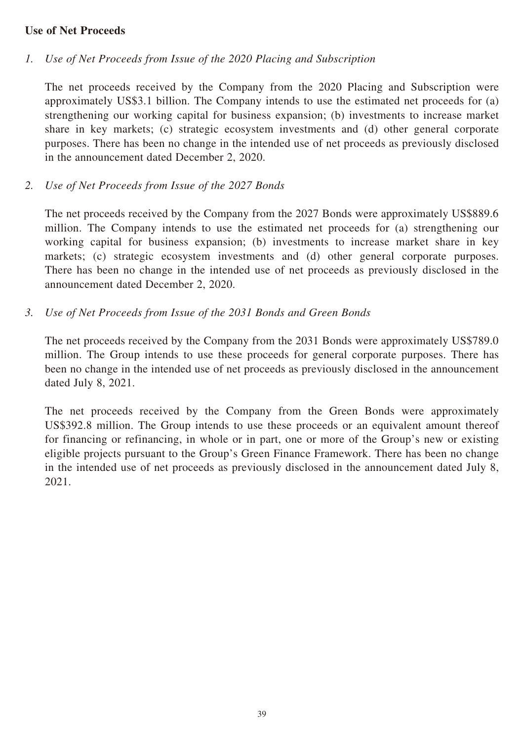**Use of Net Proceeds**

1. *Use of Net Proceeds from Issue of the 2020 Placing and Subscription*

   The net proceeds received by the Company from the 2020 Placing and Subscription were approximately US$3.1 billion. The Company intends to use the estimated net proceeds for (a) strengthening our working capital for business expansion; (b) investments to increase market share in key markets; (c) strategic ecosystem investments and (d) other general corporate purposes. There has been no change in the intended use of net proceeds as previously disclosed in the announcement dated December 2, 2020.

2. *Use of Net Proceeds from Issue of the 2027 Bonds*

   The net proceeds received by the Company from the 2027 Bonds were approximately US$889.6 million. The Company intends to use the estimated net proceeds for (a) strengthening our working capital for business expansion; (b) investments to increase market share in key markets; (c) strategic ecosystem investments and (d) other general corporate purposes. There has been no change in the intended use of net proceeds as previously disclosed in the announcement dated December 2, 2020.

3. *Use of Net Proceeds from Issue of the 2031 Bonds and Green Bonds*

   The net proceeds received by the Company from the 2031 Bonds were approximately US$789.0 million. The Group intends to use these proceeds for general corporate purposes. There has been no change in the intended use of net proceeds as previously disclosed in the announcement dated July 8, 2021.

   The net proceeds received by the Company from the Green Bonds were approximately US$392.8 million. The Group intends to use these proceeds or an equivalent amount thereof for financing or refinancing, in whole or in part, one or more of the Group's new or existing eligible projects pursuant to the Group's Green Finance Framework. There has been no change in the intended use of net proceeds as previously disclosed in the announcement dated July 8, 2021.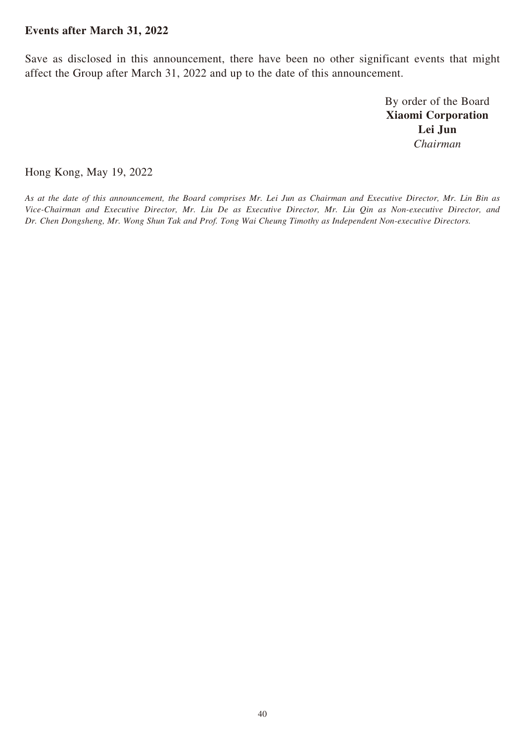**Events after March 31, 2022**

Save as disclosed in this announcement, there have been no other significant events that might affect the Group after March 31, 2022 and up to the date of this announcement.

By order of the Board
**Xiaomi Corporation**
**Lei Jun**
*Chairman*

Hong Kong, May 19, 2022

*As at the date of this announcement, the Board comprises Mr. Lei Jun as Chairman and Executive Director, Mr. Lin Bin as Vice-Chairman and Executive Director, Mr. Liu De as Executive Director, Mr. Liu Qin as Non-executive Director, and Dr. Chen Dongsheng, Mr. Wong Shun Tak and Prof. Tong Wai Cheung Timothy as Independent Non-executive Directors.*